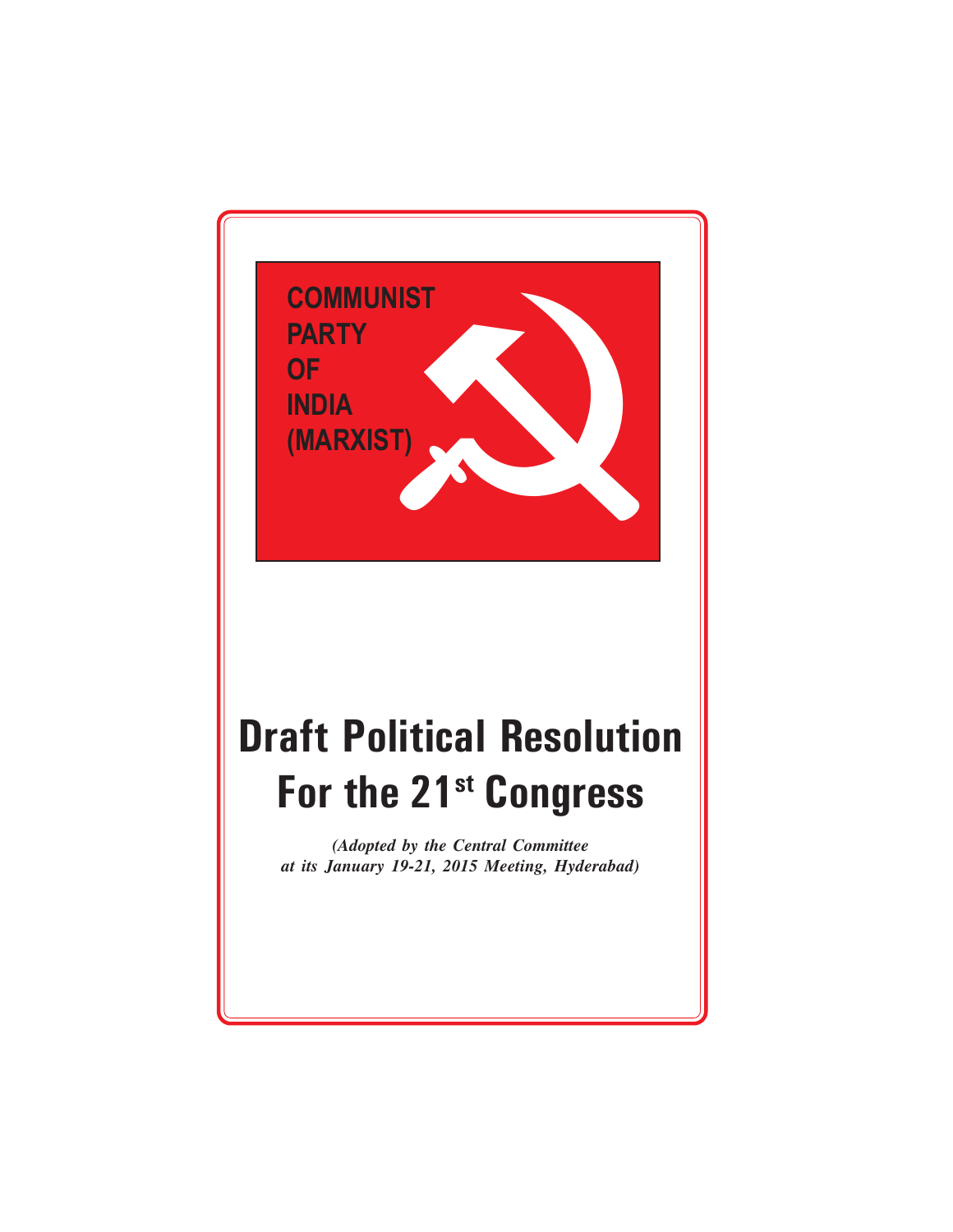COMMUNIST
PARTY
OF
INDIA
(MARXIST)

# Draft Political Resolution For the 21st Congress

*(Adopted by the Central Committee at its January 19-21, 2015 Meeting, Hyderabad)*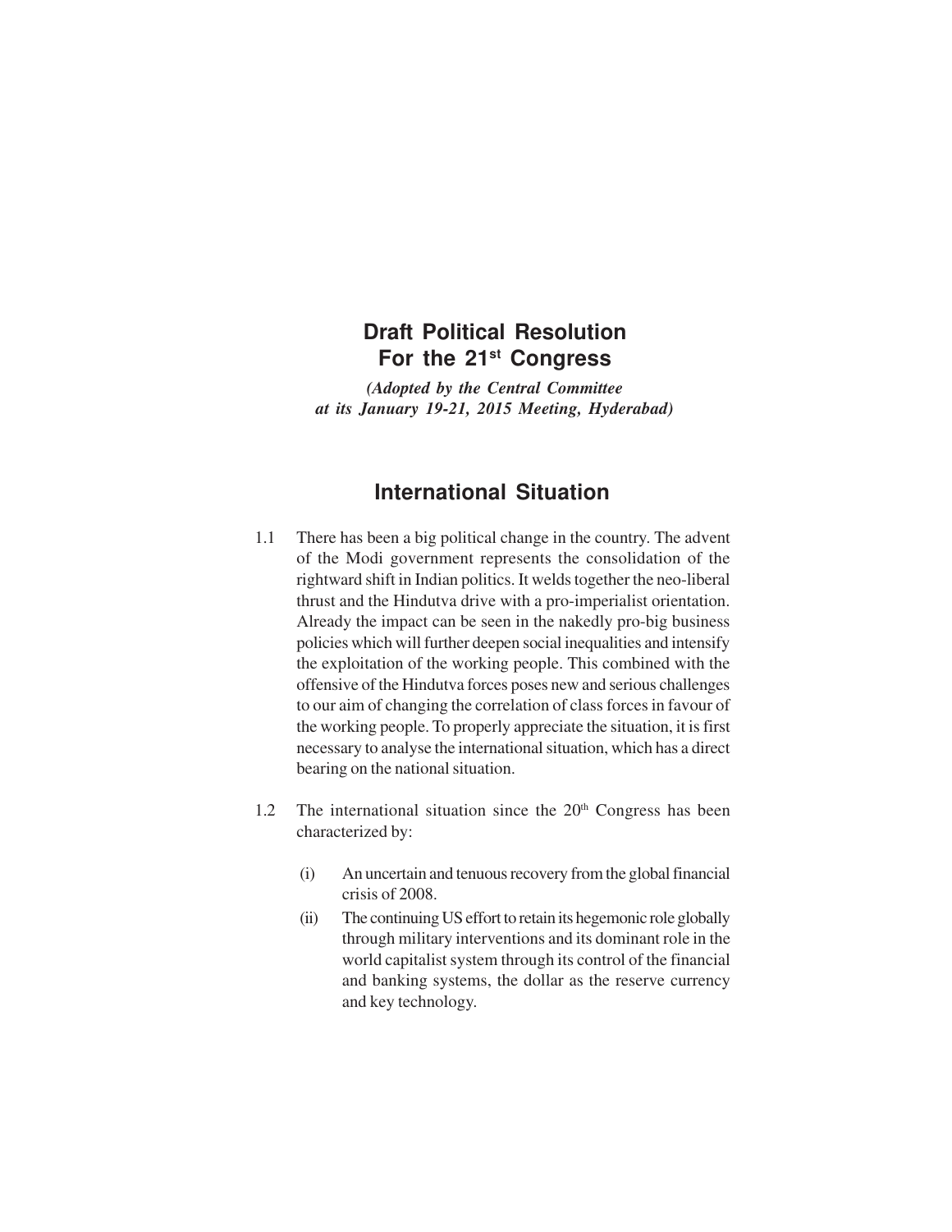# Draft Political Resolution For the 21st Congress

*(Adopted by the Central Committee at its January 19-21, 2015 Meeting, Hyderabad)*

## International Situation

1.1 There has been a big political change in the country. The advent of the Modi government represents the consolidation of the rightward shift in Indian politics. It welds together the neo-liberal thrust and the Hindutva drive with a pro-imperialist orientation. Already the impact can be seen in the nakedly pro-big business policies which will further deepen social inequalities and intensify the exploitation of the working people. This combined with the offensive of the Hindutva forces poses new and serious challenges to our aim of changing the correlation of class forces in favour of the working people. To properly appreciate the situation, it is first necessary to analyse the international situation, which has a direct bearing on the national situation.

1.2 The international situation since the 20th Congress has been characterized by:

- (i) An uncertain and tenuous recovery from the global financial crisis of 2008.
- (ii) The continuing US effort to retain its hegemonic role globally through military interventions and its dominant role in the world capitalist system through its control of the financial and banking systems, the dollar as the reserve currency and key technology.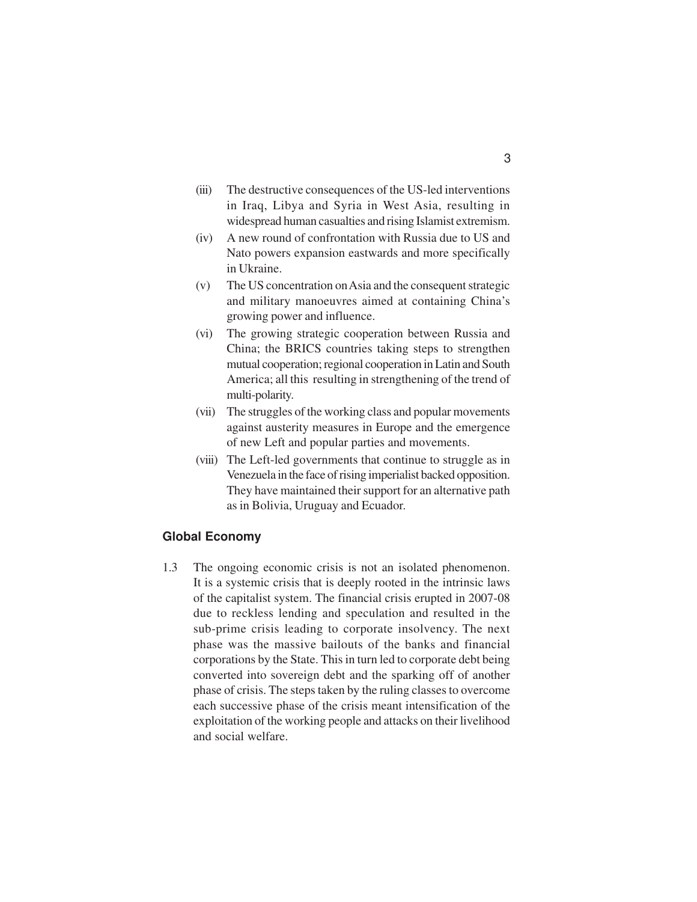(iii) The destructive consequences of the US-led interventions in Iraq, Libya and Syria in West Asia, resulting in widespread human casualties and rising Islamist extremism.

(iv) A new round of confrontation with Russia due to US and Nato powers expansion eastwards and more specifically in Ukraine.

(v) The US concentration on Asia and the consequent strategic and military manoeuvres aimed at containing China's growing power and influence.

(vi) The growing strategic cooperation between Russia and China; the BRICS countries taking steps to strengthen mutual cooperation; regional cooperation in Latin and South America; all this resulting in strengthening of the trend of multi-polarity.

(vii) The struggles of the working class and popular movements against austerity measures in Europe and the emergence of new Left and popular parties and movements.

(viii) The Left-led governments that continue to struggle as in Venezuela in the face of rising imperialist backed opposition. They have maintained their support for an alternative path as in Bolivia, Uruguay and Ecuador.

### Global Economy

1.3 The ongoing economic crisis is not an isolated phenomenon. It is a systemic crisis that is deeply rooted in the intrinsic laws of the capitalist system. The financial crisis erupted in 2007-08 due to reckless lending and speculation and resulted in the sub-prime crisis leading to corporate insolvency. The next phase was the massive bailouts of the banks and financial corporations by the State. This in turn led to corporate debt being converted into sovereign debt and the sparking off of another phase of crisis. The steps taken by the ruling classes to overcome each successive phase of the crisis meant intensification of the exploitation of the working people and attacks on their livelihood and social welfare.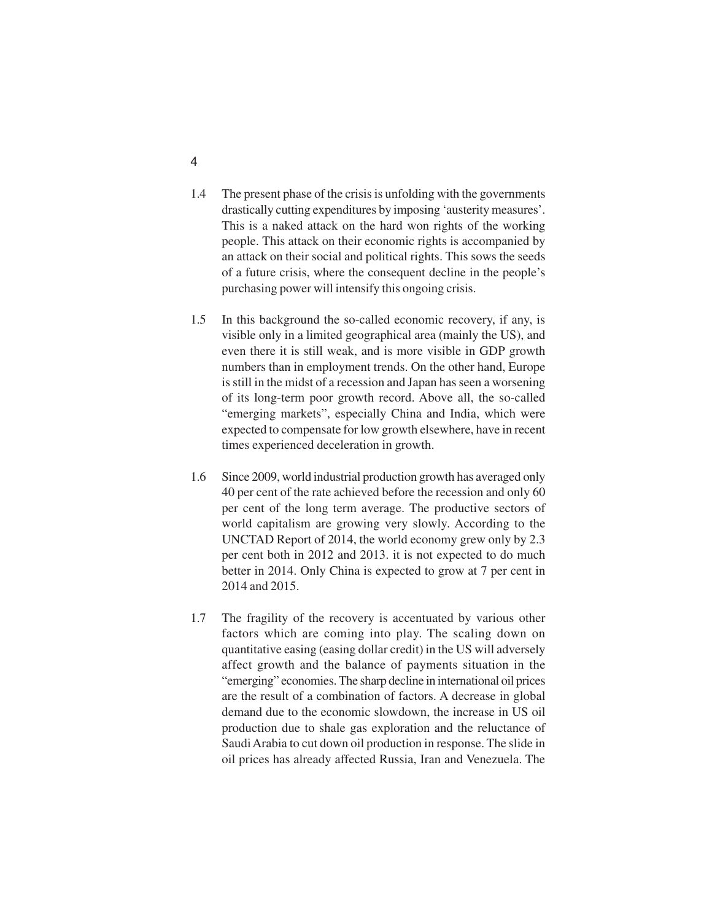1.4 The present phase of the crisis is unfolding with the governments drastically cutting expenditures by imposing 'austerity measures'. This is a naked attack on the hard won rights of the working people. This attack on their economic rights is accompanied by an attack on their social and political rights. This sows the seeds of a future crisis, where the consequent decline in the people's purchasing power will intensify this ongoing crisis.

1.5 In this background the so-called economic recovery, if any, is visible only in a limited geographical area (mainly the US), and even there it is still weak, and is more visible in GDP growth numbers than in employment trends. On the other hand, Europe is still in the midst of a recession and Japan has seen a worsening of its long-term poor growth record. Above all, the so-called "emerging markets", especially China and India, which were expected to compensate for low growth elsewhere, have in recent times experienced deceleration in growth.

1.6 Since 2009, world industrial production growth has averaged only 40 per cent of the rate achieved before the recession and only 60 per cent of the long term average. The productive sectors of world capitalism are growing very slowly. According to the UNCTAD Report of 2014, the world economy grew only by 2.3 per cent both in 2012 and 2013. it is not expected to do much better in 2014. Only China is expected to grow at 7 per cent in 2014 and 2015.

1.7 The fragility of the recovery is accentuated by various other factors which are coming into play. The scaling down on quantitative easing (easing dollar credit) in the US will adversely affect growth and the balance of payments situation in the "emerging" economies. The sharp decline in international oil prices are the result of a combination of factors. A decrease in global demand due to the economic slowdown, the increase in US oil production due to shale gas exploration and the reluctance of Saudi Arabia to cut down oil production in response. The slide in oil prices has already affected Russia, Iran and Venezuela. The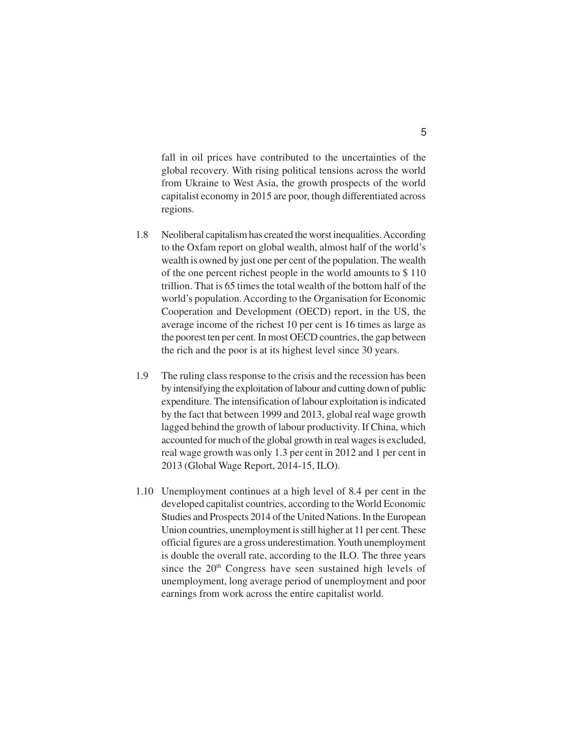fall in oil prices have contributed to the uncertainties of the global recovery. With rising political tensions across the world from Ukraine to West Asia, the growth prospects of the world capitalist economy in 2015 are poor, though differentiated across regions.

1.8 Neoliberal capitalism has created the worst inequalities. According to the Oxfam report on global wealth, almost half of the world's wealth is owned by just one per cent of the population. The wealth of the one percent richest people in the world amounts to $ 110 trillion. That is 65 times the total wealth of the bottom half of the world's population. According to the Organisation for Economic Cooperation and Development (OECD) report, in the US, the average income of the richest 10 per cent is 16 times as large as the poorest ten per cent. In most OECD countries, the gap between the rich and the poor is at its highest level since 30 years.

1.9 The ruling class response to the crisis and the recession has been by intensifying the exploitation of labour and cutting down of public expenditure. The intensification of labour exploitation is indicated by the fact that between 1999 and 2013, global real wage growth lagged behind the growth of labour productivity. If China, which accounted for much of the global growth in real wages is excluded, real wage growth was only 1.3 per cent in 2012 and 1 per cent in 2013 (Global Wage Report, 2014-15, ILO).

1.10 Unemployment continues at a high level of 8.4 per cent in the developed capitalist countries, according to the World Economic Studies and Prospects 2014 of the United Nations. In the European Union countries, unemployment is still higher at 11 per cent. These official figures are a gross underestimation. Youth unemployment is double the overall rate, according to the ILO. The three years since the 20th Congress have seen sustained high levels of unemployment, long average period of unemployment and poor earnings from work across the entire capitalist world.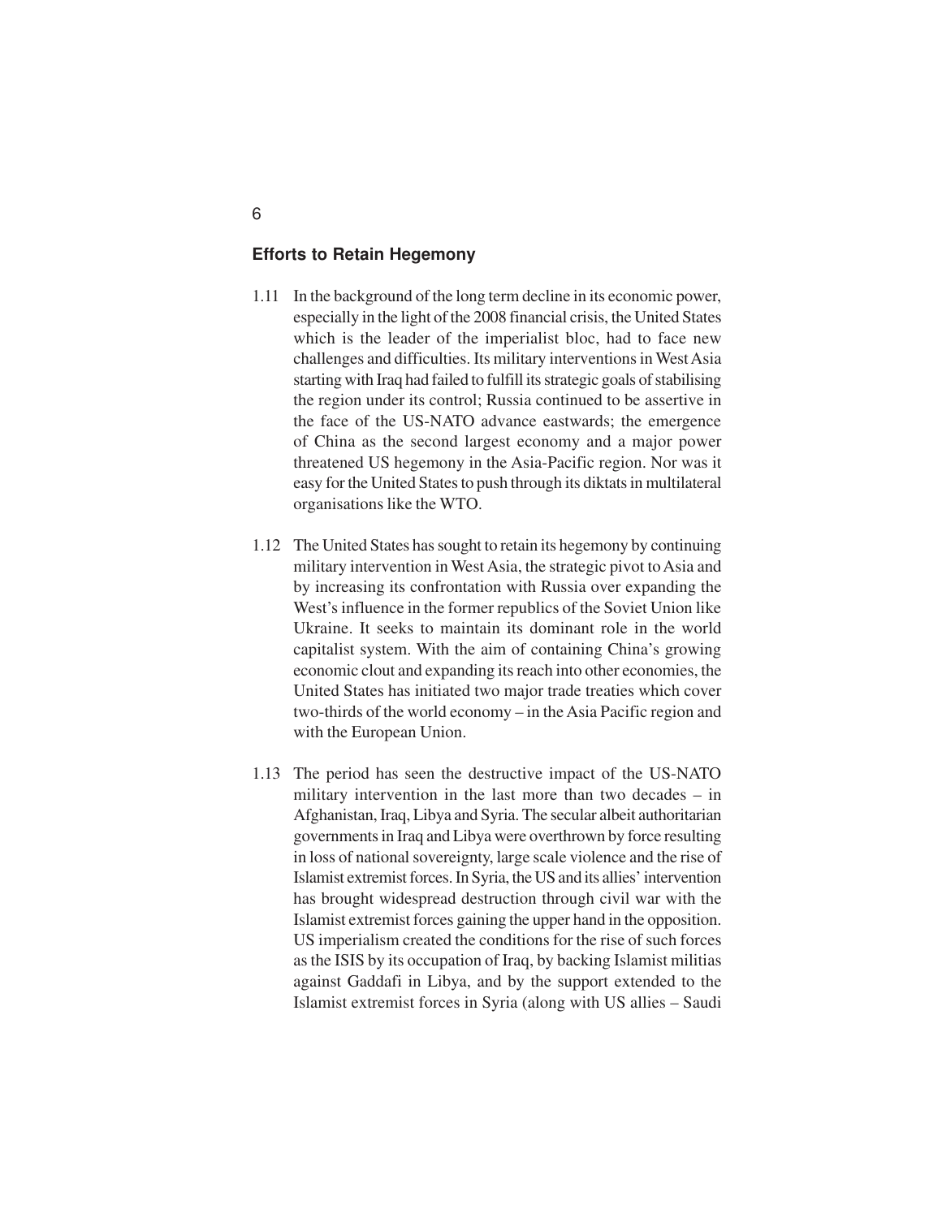### Efforts to Retain Hegemony

1.11 In the background of the long term decline in its economic power, especially in the light of the 2008 financial crisis, the United States which is the leader of the imperialist bloc, had to face new challenges and difficulties. Its military interventions in West Asia starting with Iraq had failed to fulfill its strategic goals of stabilising the region under its control; Russia continued to be assertive in the face of the US-NATO advance eastwards; the emergence of China as the second largest economy and a major power threatened US hegemony in the Asia-Pacific region. Nor was it easy for the United States to push through its diktats in multilateral organisations like the WTO.

1.12 The United States has sought to retain its hegemony by continuing military intervention in West Asia, the strategic pivot to Asia and by increasing its confrontation with Russia over expanding the West's influence in the former republics of the Soviet Union like Ukraine. It seeks to maintain its dominant role in the world capitalist system. With the aim of containing China's growing economic clout and expanding its reach into other economies, the United States has initiated two major trade treaties which cover two-thirds of the world economy – in the Asia Pacific region and with the European Union.

1.13 The period has seen the destructive impact of the US-NATO military intervention in the last more than two decades – in Afghanistan, Iraq, Libya and Syria. The secular albeit authoritarian governments in Iraq and Libya were overthrown by force resulting in loss of national sovereignty, large scale violence and the rise of Islamist extremist forces. In Syria, the US and its allies' intervention has brought widespread destruction through civil war with the Islamist extremist forces gaining the upper hand in the opposition. US imperialism created the conditions for the rise of such forces as the ISIS by its occupation of Iraq, by backing Islamist militias against Gaddafi in Libya, and by the support extended to the Islamist extremist forces in Syria (along with US allies – Saudi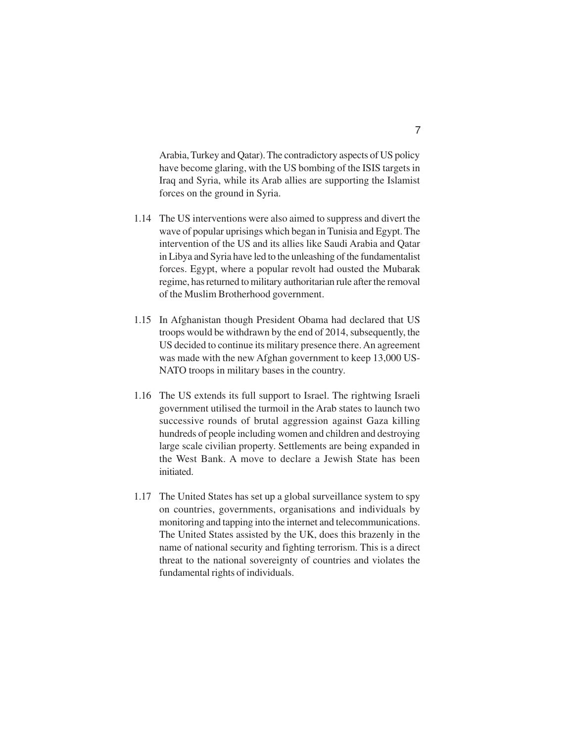Arabia, Turkey and Qatar). The contradictory aspects of US policy have become glaring, with the US bombing of the ISIS targets in Iraq and Syria, while its Arab allies are supporting the Islamist forces on the ground in Syria.

1.14 The US interventions were also aimed to suppress and divert the wave of popular uprisings which began in Tunisia and Egypt. The intervention of the US and its allies like Saudi Arabia and Qatar in Libya and Syria have led to the unleashing of the fundamentalist forces. Egypt, where a popular revolt had ousted the Mubarak regime, has returned to military authoritarian rule after the removal of the Muslim Brotherhood government.

1.15 In Afghanistan though President Obama had declared that US troops would be withdrawn by the end of 2014, subsequently, the US decided to continue its military presence there. An agreement was made with the new Afghan government to keep 13,000 US-NATO troops in military bases in the country.

1.16 The US extends its full support to Israel. The rightwing Israeli government utilised the turmoil in the Arab states to launch two successive rounds of brutal aggression against Gaza killing hundreds of people including women and children and destroying large scale civilian property. Settlements are being expanded in the West Bank. A move to declare a Jewish State has been initiated.

1.17 The United States has set up a global surveillance system to spy on countries, governments, organisations and individuals by monitoring and tapping into the internet and telecommunications. The United States assisted by the UK, does this brazenly in the name of national security and fighting terrorism. This is a direct threat to the national sovereignty of countries and violates the fundamental rights of individuals.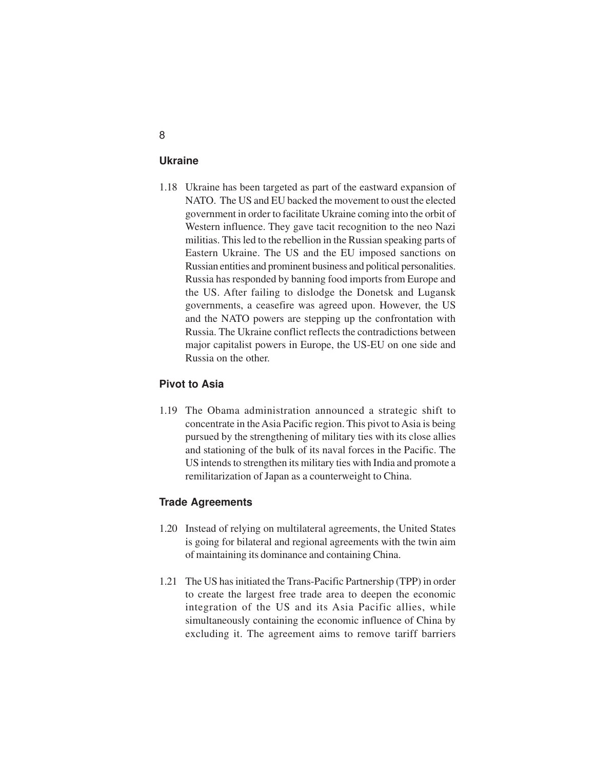## Ukraine

1.18 Ukraine has been targeted as part of the eastward expansion of NATO. The US and EU backed the movement to oust the elected government in order to facilitate Ukraine coming into the orbit of Western influence. They gave tacit recognition to the neo Nazi militias. This led to the rebellion in the Russian speaking parts of Eastern Ukraine. The US and the EU imposed sanctions on Russian entities and prominent business and political personalities. Russia has responded by banning food imports from Europe and the US. After failing to dislodge the Donetsk and Lugansk governments, a ceasefire was agreed upon. However, the US and the NATO powers are stepping up the confrontation with Russia. The Ukraine conflict reflects the contradictions between major capitalist powers in Europe, the US-EU on one side and Russia on the other.

## Pivot to Asia

1.19 The Obama administration announced a strategic shift to concentrate in the Asia Pacific region. This pivot to Asia is being pursued by the strengthening of military ties with its close allies and stationing of the bulk of its naval forces in the Pacific. The US intends to strengthen its military ties with India and promote a remilitarization of Japan as a counterweight to China.

## Trade Agreements

1.20 Instead of relying on multilateral agreements, the United States is going for bilateral and regional agreements with the twin aim of maintaining its dominance and containing China.

1.21 The US has initiated the Trans-Pacific Partnership (TPP) in order to create the largest free trade area to deepen the economic integration of the US and its Asia Pacific allies, while simultaneously containing the economic influence of China by excluding it. The agreement aims to remove tariff barriers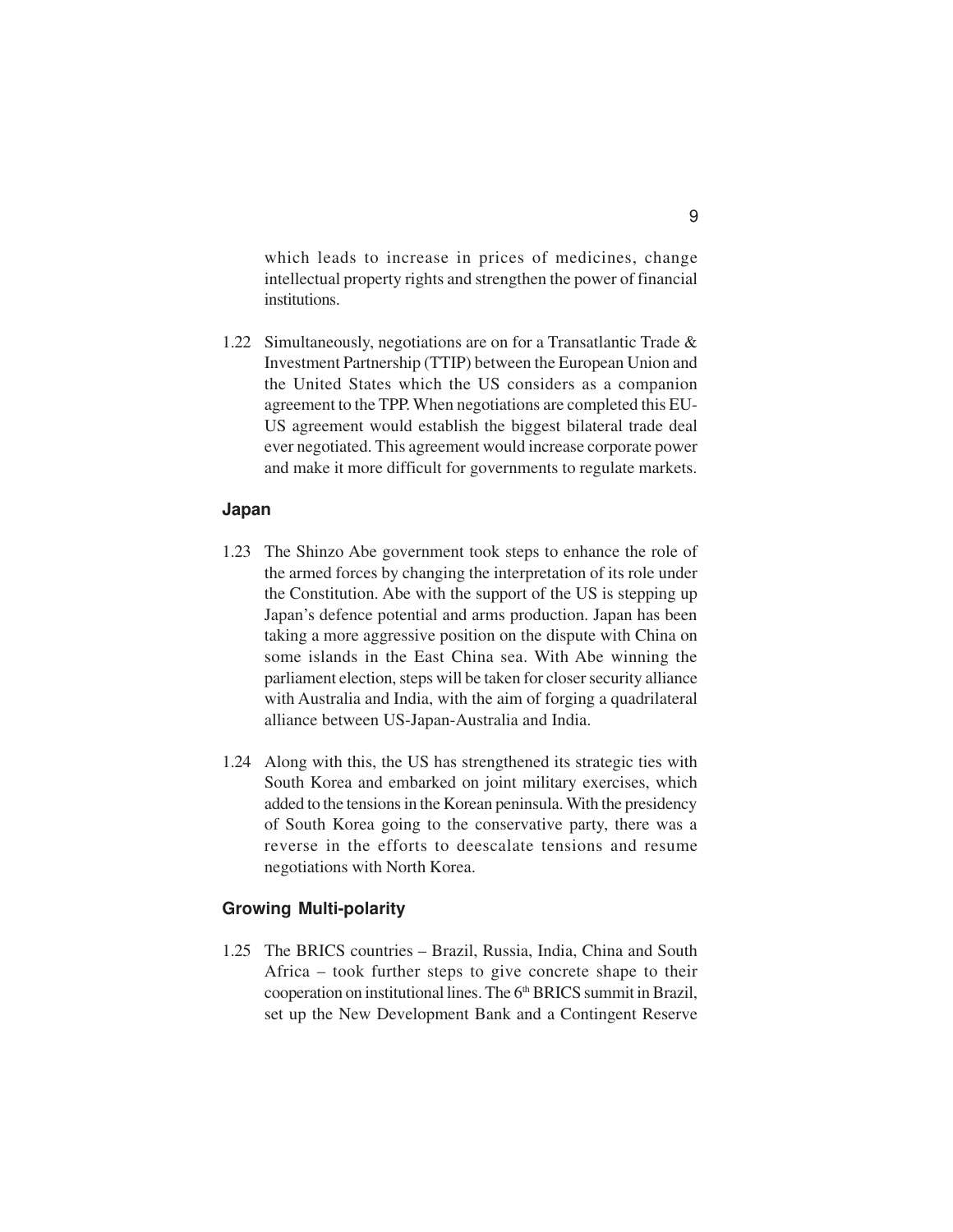which leads to increase in prices of medicines, change intellectual property rights and strengthen the power of financial institutions.

1.22 Simultaneously, negotiations are on for a Transatlantic Trade & Investment Partnership (TTIP) between the European Union and the United States which the US considers as a companion agreement to the TPP. When negotiations are completed this EU-US agreement would establish the biggest bilateral trade deal ever negotiated. This agreement would increase corporate power and make it more difficult for governments to regulate markets.

### Japan

1.23 The Shinzo Abe government took steps to enhance the role of the armed forces by changing the interpretation of its role under the Constitution. Abe with the support of the US is stepping up Japan's defence potential and arms production. Japan has been taking a more aggressive position on the dispute with China on some islands in the East China sea. With Abe winning the parliament election, steps will be taken for closer security alliance with Australia and India, with the aim of forging a quadrilateral alliance between US-Japan-Australia and India.

1.24 Along with this, the US has strengthened its strategic ties with South Korea and embarked on joint military exercises, which added to the tensions in the Korean peninsula. With the presidency of South Korea going to the conservative party, there was a reverse in the efforts to deescalate tensions and resume negotiations with North Korea.

### Growing Multi-polarity

1.25 The BRICS countries – Brazil, Russia, India, China and South Africa – took further steps to give concrete shape to their cooperation on institutional lines. The 6th BRICS summit in Brazil, set up the New Development Bank and a Contingent Reserve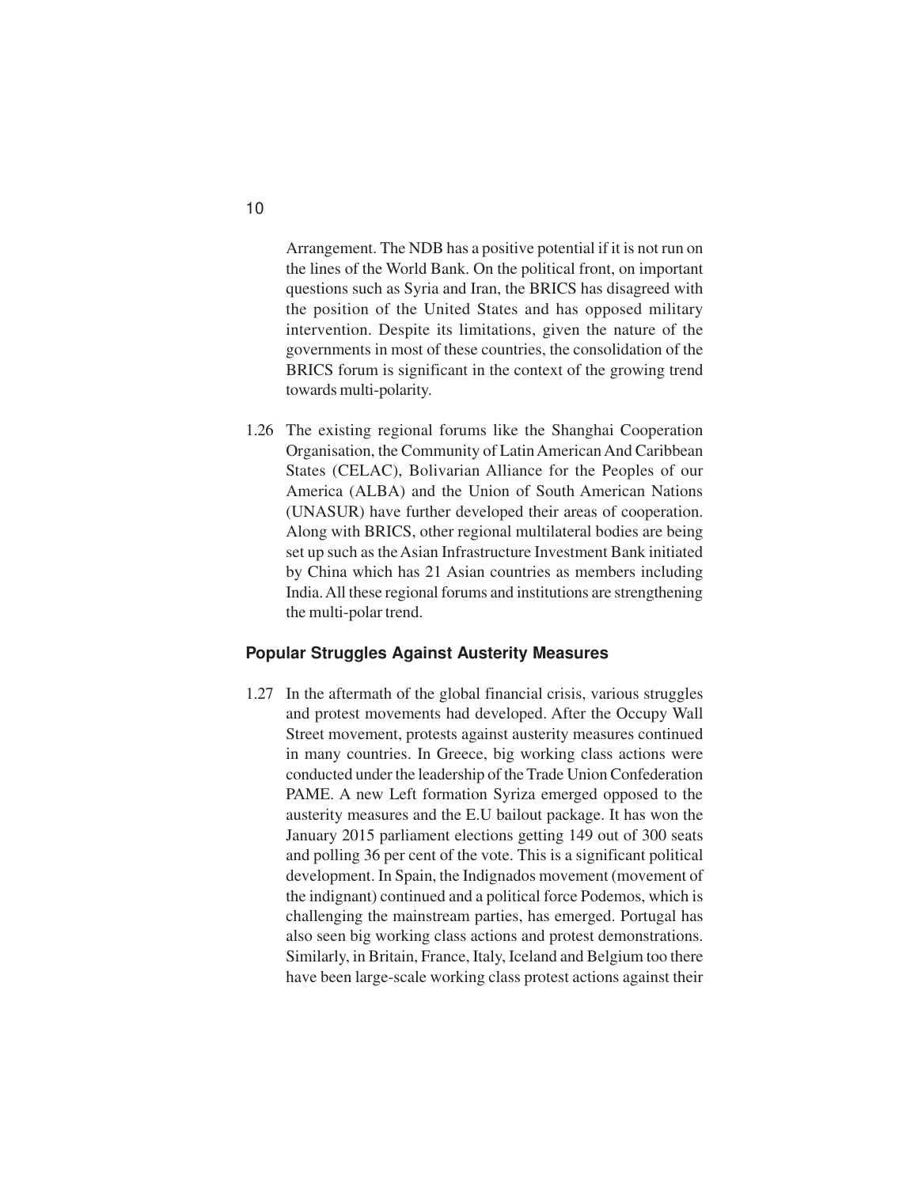Arrangement. The NDB has a positive potential if it is not run on the lines of the World Bank. On the political front, on important questions such as Syria and Iran, the BRICS has disagreed with the position of the United States and has opposed military intervention. Despite its limitations, given the nature of the governments in most of these countries, the consolidation of the BRICS forum is significant in the context of the growing trend towards multi-polarity.

1.26 The existing regional forums like the Shanghai Cooperation Organisation, the Community of Latin American And Caribbean States (CELAC), Bolivarian Alliance for the Peoples of our America (ALBA) and the Union of South American Nations (UNASUR) have further developed their areas of cooperation. Along with BRICS, other regional multilateral bodies are being set up such as the Asian Infrastructure Investment Bank initiated by China which has 21 Asian countries as members including India. All these regional forums and institutions are strengthening the multi-polar trend.

### Popular Struggles Against Austerity Measures

1.27 In the aftermath of the global financial crisis, various struggles and protest movements had developed. After the Occupy Wall Street movement, protests against austerity measures continued in many countries. In Greece, big working class actions were conducted under the leadership of the Trade Union Confederation PAME. A new Left formation Syriza emerged opposed to the austerity measures and the E.U bailout package. It has won the January 2015 parliament elections getting 149 out of 300 seats and polling 36 per cent of the vote. This is a significant political development. In Spain, the Indignados movement (movement of the indignant) continued and a political force Podemos, which is challenging the mainstream parties, has emerged. Portugal has also seen big working class actions and protest demonstrations. Similarly, in Britain, France, Italy, Iceland and Belgium too there have been large-scale working class protest actions against their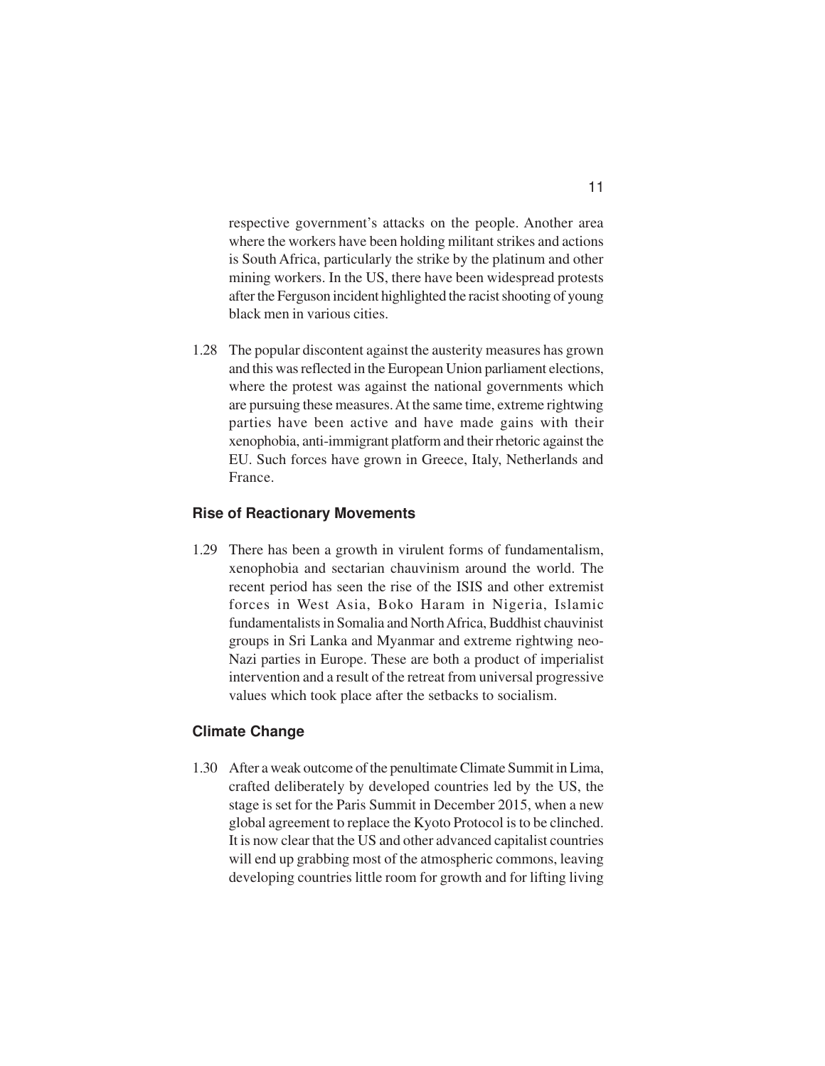respective government's attacks on the people. Another area where the workers have been holding militant strikes and actions is South Africa, particularly the strike by the platinum and other mining workers. In the US, there have been widespread protests after the Ferguson incident highlighted the racist shooting of young black men in various cities.

1.28 The popular discontent against the austerity measures has grown and this was reflected in the European Union parliament elections, where the protest was against the national governments which are pursuing these measures. At the same time, extreme rightwing parties have been active and have made gains with their xenophobia, anti-immigrant platform and their rhetoric against the EU. Such forces have grown in Greece, Italy, Netherlands and France.

### Rise of Reactionary Movements

1.29 There has been a growth in virulent forms of fundamentalism, xenophobia and sectarian chauvinism around the world. The recent period has seen the rise of the ISIS and other extremist forces in West Asia, Boko Haram in Nigeria, Islamic fundamentalists in Somalia and North Africa, Buddhist chauvinist groups in Sri Lanka and Myanmar and extreme rightwing neo-Nazi parties in Europe. These are both a product of imperialist intervention and a result of the retreat from universal progressive values which took place after the setbacks to socialism.

### Climate Change

1.30 After a weak outcome of the penultimate Climate Summit in Lima, crafted deliberately by developed countries led by the US, the stage is set for the Paris Summit in December 2015, when a new global agreement to replace the Kyoto Protocol is to be clinched. It is now clear that the US and other advanced capitalist countries will end up grabbing most of the atmospheric commons, leaving developing countries little room for growth and for lifting living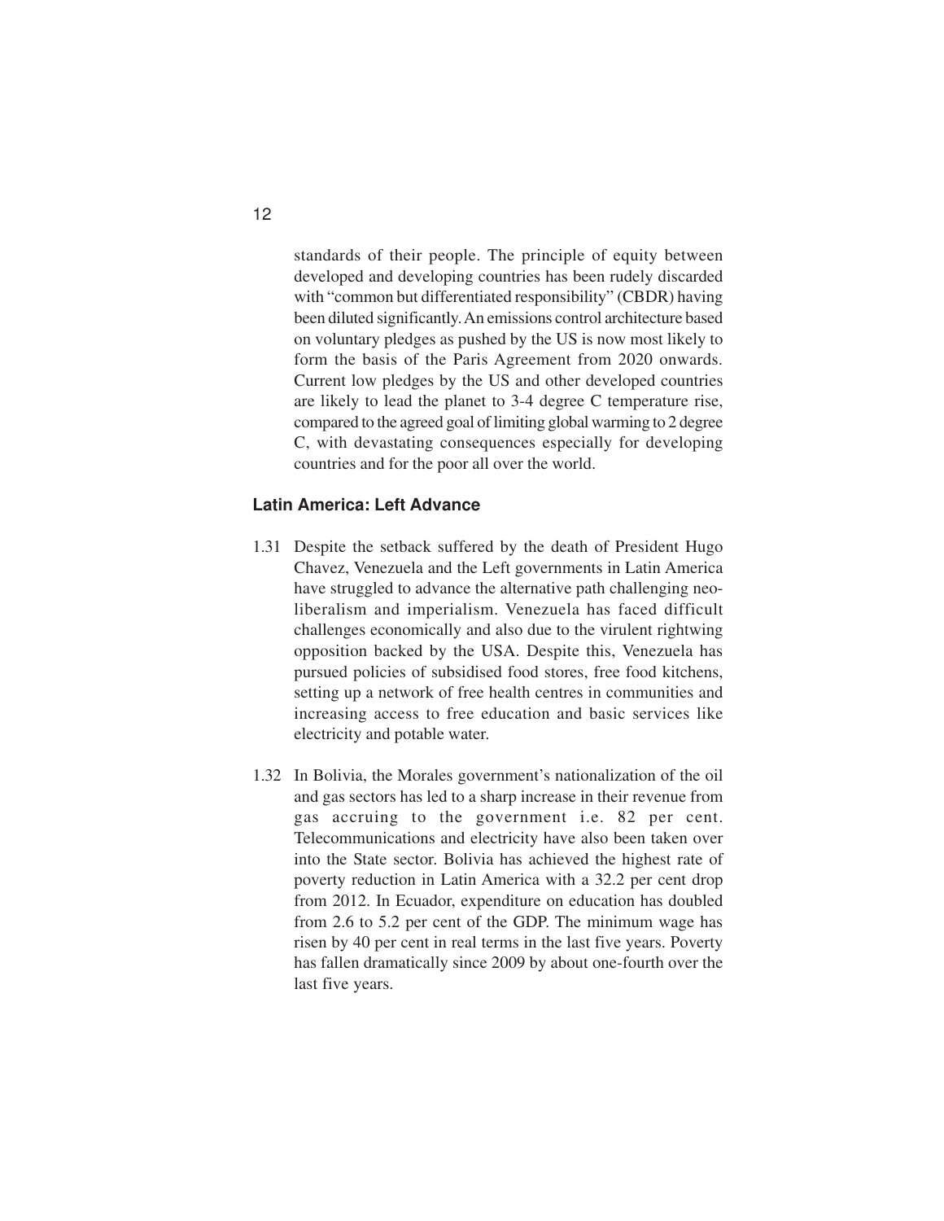standards of their people. The principle of equity between developed and developing countries has been rudely discarded with "common but differentiated responsibility" (CBDR) having been diluted significantly. An emissions control architecture based on voluntary pledges as pushed by the US is now most likely to form the basis of the Paris Agreement from 2020 onwards. Current low pledges by the US and other developed countries are likely to lead the planet to 3-4 degree C temperature rise, compared to the agreed goal of limiting global warming to 2 degree C, with devastating consequences especially for developing countries and for the poor all over the world.

### Latin America: Left Advance

1.31 Despite the setback suffered by the death of President Hugo Chavez, Venezuela and the Left governments in Latin America have struggled to advance the alternative path challenging neo-liberalism and imperialism. Venezuela has faced difficult challenges economically and also due to the virulent rightwing opposition backed by the USA. Despite this, Venezuela has pursued policies of subsidised food stores, free food kitchens, setting up a network of free health centres in communities and increasing access to free education and basic services like electricity and potable water.

1.32 In Bolivia, the Morales government's nationalization of the oil and gas sectors has led to a sharp increase in their revenue from gas accruing to the government i.e. 82 per cent. Telecommunications and electricity have also been taken over into the State sector. Bolivia has achieved the highest rate of poverty reduction in Latin America with a 32.2 per cent drop from 2012. In Ecuador, expenditure on education has doubled from 2.6 to 5.2 per cent of the GDP. The minimum wage has risen by 40 per cent in real terms in the last five years. Poverty has fallen dramatically since 2009 by about one-fourth over the last five years.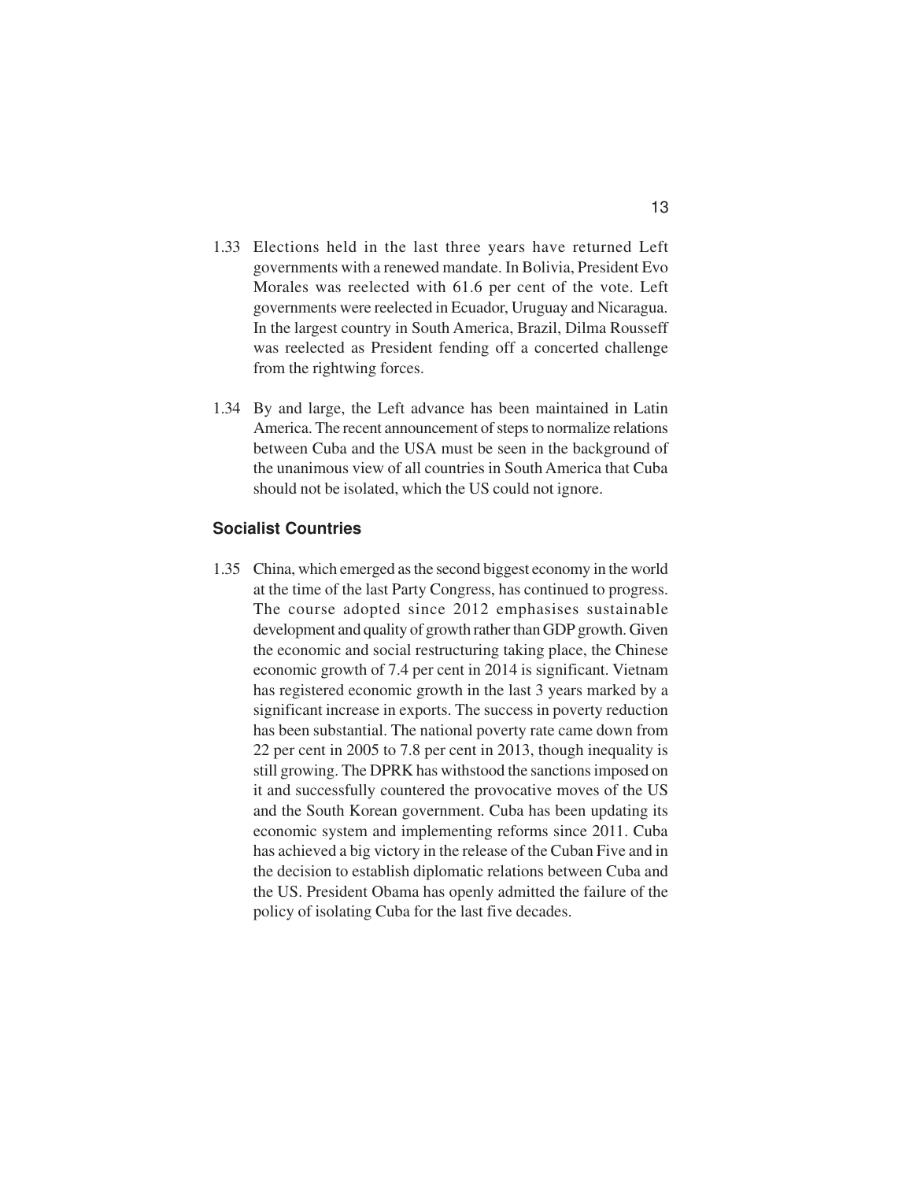1.33 Elections held in the last three years have returned Left governments with a renewed mandate. In Bolivia, President Evo Morales was reelected with 61.6 per cent of the vote. Left governments were reelected in Ecuador, Uruguay and Nicaragua. In the largest country in South America, Brazil, Dilma Rousseff was reelected as President fending off a concerted challenge from the rightwing forces.

1.34 By and large, the Left advance has been maintained in Latin America. The recent announcement of steps to normalize relations between Cuba and the USA must be seen in the background of the unanimous view of all countries in South America that Cuba should not be isolated, which the US could not ignore.

## Socialist Countries

1.35 China, which emerged as the second biggest economy in the world at the time of the last Party Congress, has continued to progress. The course adopted since 2012 emphasises sustainable development and quality of growth rather than GDP growth. Given the economic and social restructuring taking place, the Chinese economic growth of 7.4 per cent in 2014 is significant. Vietnam has registered economic growth in the last 3 years marked by a significant increase in exports. The success in poverty reduction has been substantial. The national poverty rate came down from 22 per cent in 2005 to 7.8 per cent in 2013, though inequality is still growing. The DPRK has withstood the sanctions imposed on it and successfully countered the provocative moves of the US and the South Korean government. Cuba has been updating its economic system and implementing reforms since 2011. Cuba has achieved a big victory in the release of the Cuban Five and in the decision to establish diplomatic relations between Cuba and the US. President Obama has openly admitted the failure of the policy of isolating Cuba for the last five decades.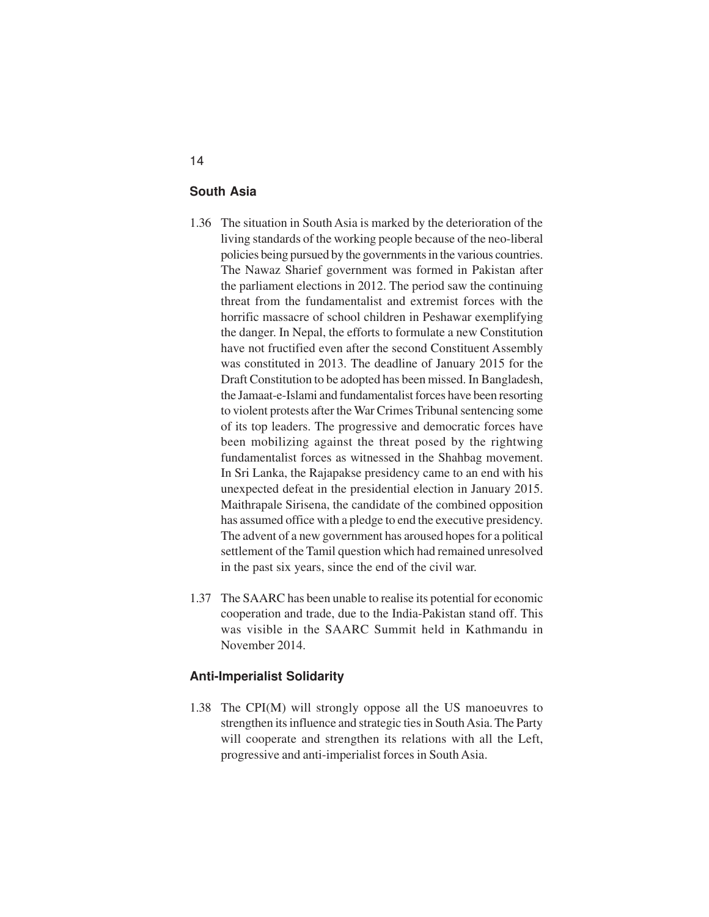## South Asia

1.36 The situation in South Asia is marked by the deterioration of the living standards of the working people because of the neo-liberal policies being pursued by the governments in the various countries. The Nawaz Sharief government was formed in Pakistan after the parliament elections in 2012. The period saw the continuing threat from the fundamentalist and extremist forces with the horrific massacre of school children in Peshawar exemplifying the danger. In Nepal, the efforts to formulate a new Constitution have not fructified even after the second Constituent Assembly was constituted in 2013. The deadline of January 2015 for the Draft Constitution to be adopted has been missed. In Bangladesh, the Jamaat-e-Islami and fundamentalist forces have been resorting to violent protests after the War Crimes Tribunal sentencing some of its top leaders. The progressive and democratic forces have been mobilizing against the threat posed by the rightwing fundamentalist forces as witnessed in the Shahbag movement. In Sri Lanka, the Rajapakse presidency came to an end with his unexpected defeat in the presidential election in January 2015. Maithrapale Sirisena, the candidate of the combined opposition has assumed office with a pledge to end the executive presidency. The advent of a new government has aroused hopes for a political settlement of the Tamil question which had remained unresolved in the past six years, since the end of the civil war.

1.37 The SAARC has been unable to realise its potential for economic cooperation and trade, due to the India-Pakistan stand off. This was visible in the SAARC Summit held in Kathmandu in November 2014.

## Anti-Imperialist Solidarity

1.38 The CPI(M) will strongly oppose all the US manoeuvres to strengthen its influence and strategic ties in South Asia. The Party will cooperate and strengthen its relations with all the Left, progressive and anti-imperialist forces in South Asia.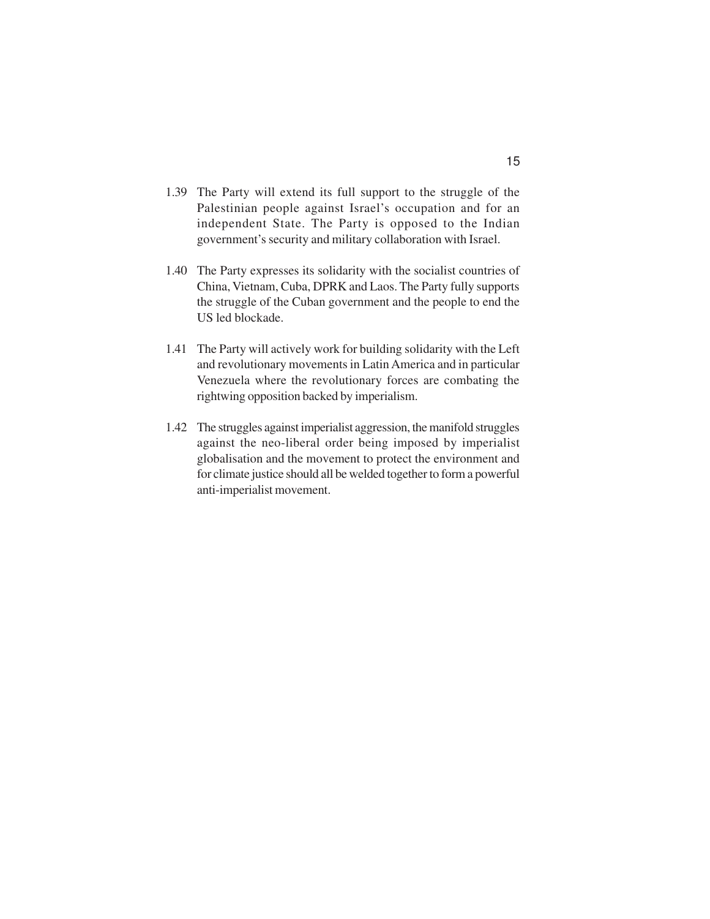1.39 The Party will extend its full support to the struggle of the Palestinian people against Israel's occupation and for an independent State. The Party is opposed to the Indian government's security and military collaboration with Israel.

1.40 The Party expresses its solidarity with the socialist countries of China, Vietnam, Cuba, DPRK and Laos. The Party fully supports the struggle of the Cuban government and the people to end the US led blockade.

1.41 The Party will actively work for building solidarity with the Left and revolutionary movements in Latin America and in particular Venezuela where the revolutionary forces are combating the rightwing opposition backed by imperialism.

1.42 The struggles against imperialist aggression, the manifold struggles against the neo-liberal order being imposed by imperialist globalisation and the movement to protect the environment and for climate justice should all be welded together to form a powerful anti-imperialist movement.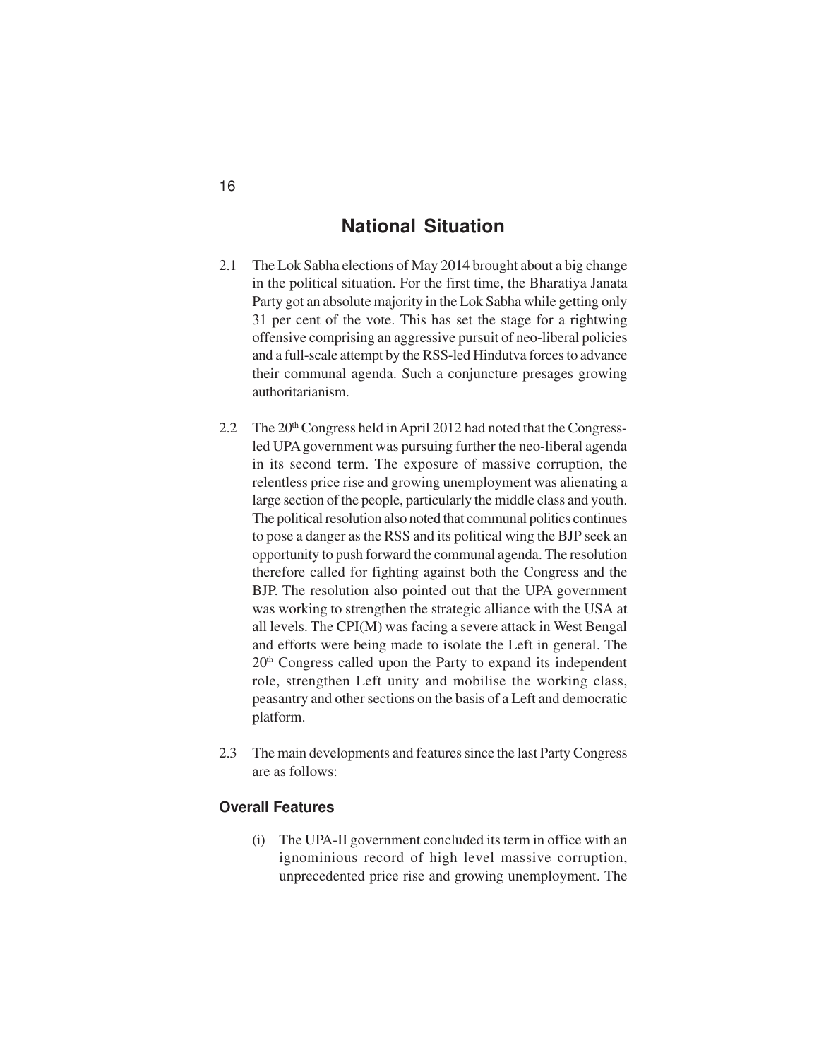# National Situation

2.1 The Lok Sabha elections of May 2014 brought about a big change in the political situation. For the first time, the Bharatiya Janata Party got an absolute majority in the Lok Sabha while getting only 31 per cent of the vote. This has set the stage for a rightwing offensive comprising an aggressive pursuit of neo-liberal policies and a full-scale attempt by the RSS-led Hindutva forces to advance their communal agenda. Such a conjuncture presages growing authoritarianism.

2.2 The 20th Congress held in April 2012 had noted that the Congress-led UPA government was pursuing further the neo-liberal agenda in its second term. The exposure of massive corruption, the relentless price rise and growing unemployment was alienating a large section of the people, particularly the middle class and youth. The political resolution also noted that communal politics continues to pose a danger as the RSS and its political wing the BJP seek an opportunity to push forward the communal agenda. The resolution therefore called for fighting against both the Congress and the BJP. The resolution also pointed out that the UPA government was working to strengthen the strategic alliance with the USA at all levels. The CPI(M) was facing a severe attack in West Bengal and efforts were being made to isolate the Left in general. The 20th Congress called upon the Party to expand its independent role, strengthen Left unity and mobilise the working class, peasantry and other sections on the basis of a Left and democratic platform.

2.3 The main developments and features since the last Party Congress are as follows:

### Overall Features

(i) The UPA-II government concluded its term in office with an ignominious record of high level massive corruption, unprecedented price rise and growing unemployment. The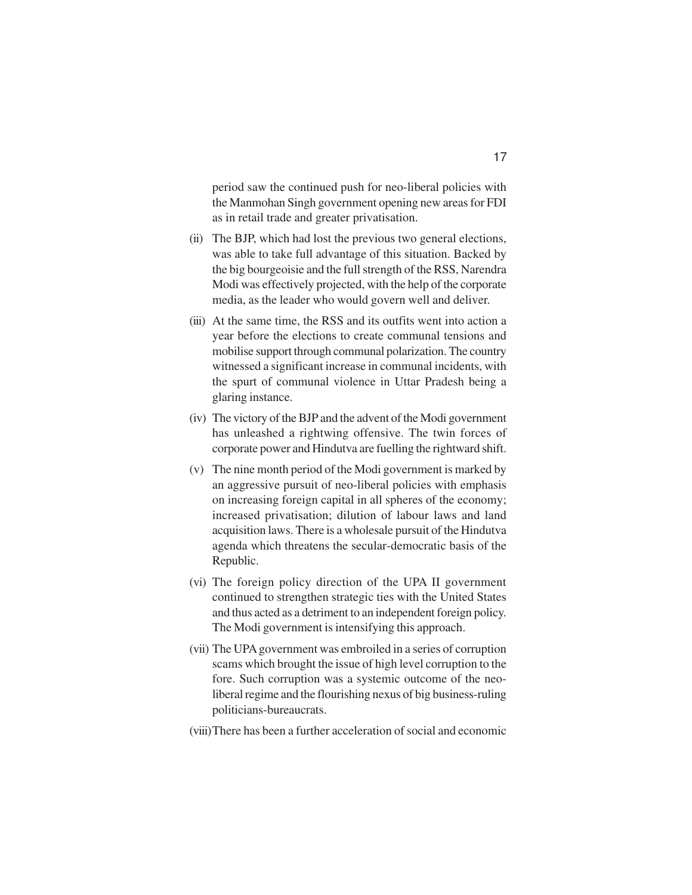period saw the continued push for neo-liberal policies with the Manmohan Singh government opening new areas for FDI as in retail trade and greater privatisation.

(ii) The BJP, which had lost the previous two general elections, was able to take full advantage of this situation. Backed by the big bourgeoisie and the full strength of the RSS, Narendra Modi was effectively projected, with the help of the corporate media, as the leader who would govern well and deliver.

(iii) At the same time, the RSS and its outfits went into action a year before the elections to create communal tensions and mobilise support through communal polarization. The country witnessed a significant increase in communal incidents, with the spurt of communal violence in Uttar Pradesh being a glaring instance.

(iv) The victory of the BJP and the advent of the Modi government has unleashed a rightwing offensive. The twin forces of corporate power and Hindutva are fuelling the rightward shift.

(v) The nine month period of the Modi government is marked by an aggressive pursuit of neo-liberal policies with emphasis on increasing foreign capital in all spheres of the economy; increased privatisation; dilution of labour laws and land acquisition laws. There is a wholesale pursuit of the Hindutva agenda which threatens the secular-democratic basis of the Republic.

(vi) The foreign policy direction of the UPA II government continued to strengthen strategic ties with the United States and thus acted as a detriment to an independent foreign policy. The Modi government is intensifying this approach.

(vii) The UPA government was embroiled in a series of corruption scams which brought the issue of high level corruption to the fore. Such corruption was a systemic outcome of the neo-liberal regime and the flourishing nexus of big business-ruling politicians-bureaucrats.

(viii) There has been a further acceleration of social and economic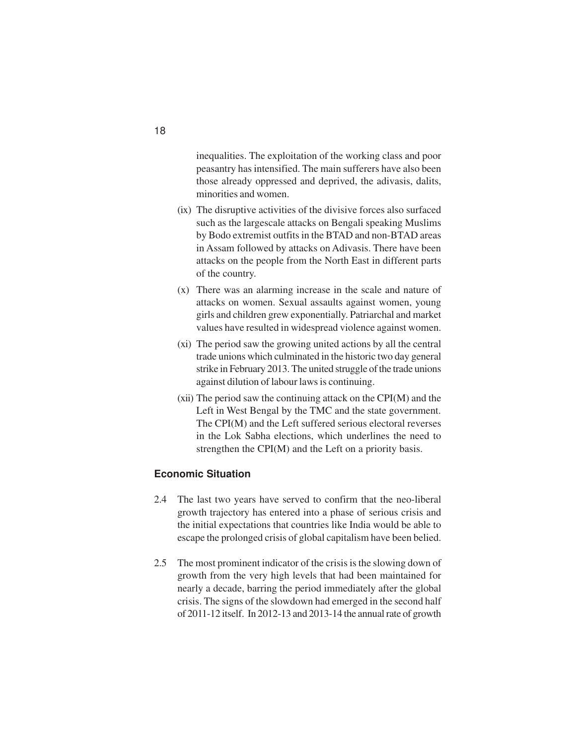inequalities. The exploitation of the working class and poor peasantry has intensified. The main sufferers have also been those already oppressed and deprived, the adivasis, dalits, minorities and women.

(ix) The disruptive activities of the divisive forces also surfaced such as the largescale attacks on Bengali speaking Muslims by Bodo extremist outfits in the BTAD and non-BTAD areas in Assam followed by attacks on Adivasis. There have been attacks on the people from the North East in different parts of the country.

(x) There was an alarming increase in the scale and nature of attacks on women. Sexual assaults against women, young girls and children grew exponentially. Patriarchal and market values have resulted in widespread violence against women.

(xi) The period saw the growing united actions by all the central trade unions which culminated in the historic two day general strike in February 2013. The united struggle of the trade unions against dilution of labour laws is continuing.

(xii) The period saw the continuing attack on the CPI(M) and the Left in West Bengal by the TMC and the state government. The CPI(M) and the Left suffered serious electoral reverses in the Lok Sabha elections, which underlines the need to strengthen the CPI(M) and the Left on a priority basis.

### Economic Situation

2.4 The last two years have served to confirm that the neo-liberal growth trajectory has entered into a phase of serious crisis and the initial expectations that countries like India would be able to escape the prolonged crisis of global capitalism have been belied.

2.5 The most prominent indicator of the crisis is the slowing down of growth from the very high levels that had been maintained for nearly a decade, barring the period immediately after the global crisis. The signs of the slowdown had emerged in the second half of 2011-12 itself. In 2012-13 and 2013-14 the annual rate of growth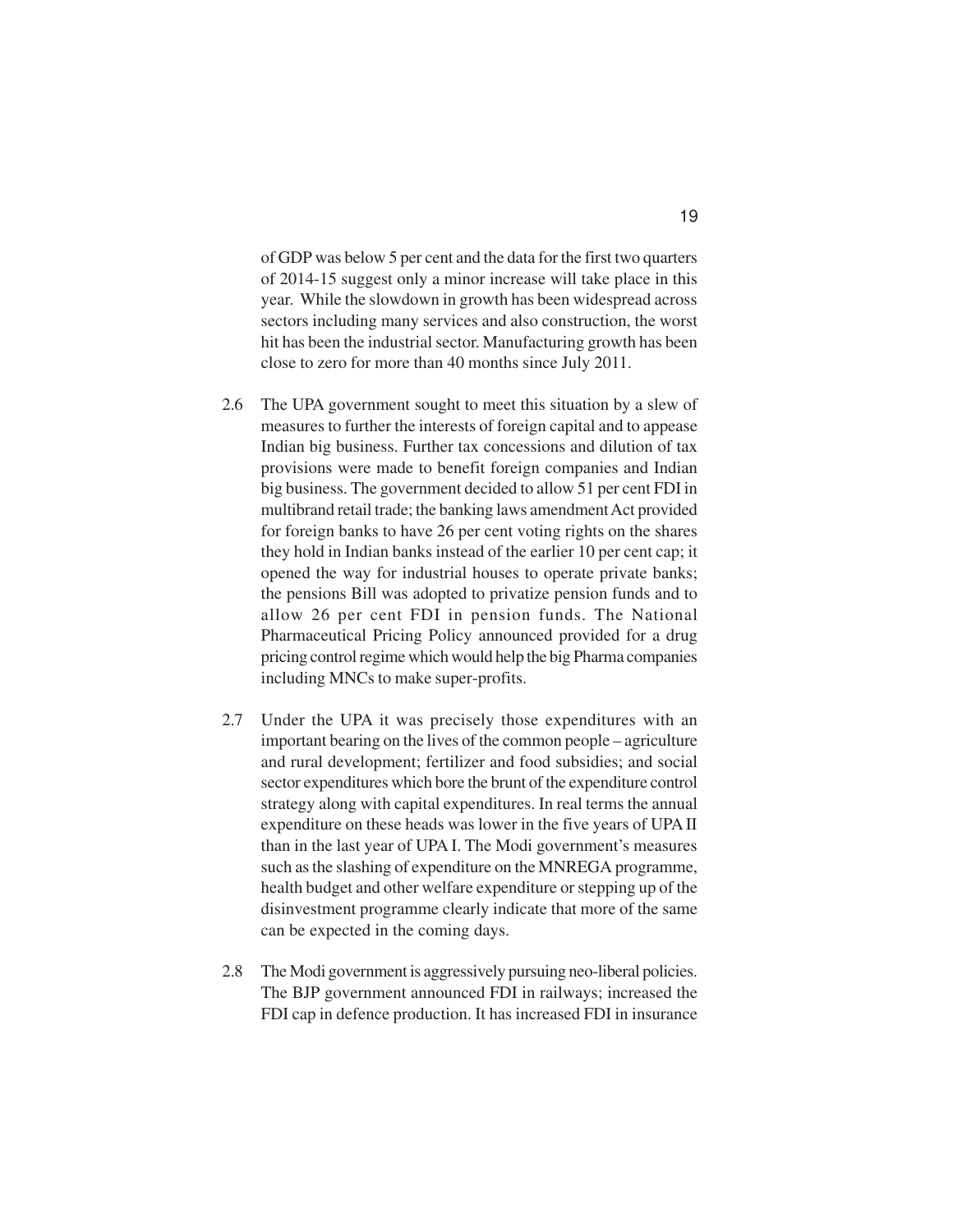of GDP was below 5 per cent and the data for the first two quarters of 2014-15 suggest only a minor increase will take place in this year. While the slowdown in growth has been widespread across sectors including many services and also construction, the worst hit has been the industrial sector. Manufacturing growth has been close to zero for more than 40 months since July 2011.

2.6 The UPA government sought to meet this situation by a slew of measures to further the interests of foreign capital and to appease Indian big business. Further tax concessions and dilution of tax provisions were made to benefit foreign companies and Indian big business. The government decided to allow 51 per cent FDI in multibrand retail trade; the banking laws amendment Act provided for foreign banks to have 26 per cent voting rights on the shares they hold in Indian banks instead of the earlier 10 per cent cap; it opened the way for industrial houses to operate private banks; the pensions Bill was adopted to privatize pension funds and to allow 26 per cent FDI in pension funds. The National Pharmaceutical Pricing Policy announced provided for a drug pricing control regime which would help the big Pharma companies including MNCs to make super-profits.

2.7 Under the UPA it was precisely those expenditures with an important bearing on the lives of the common people – agriculture and rural development; fertilizer and food subsidies; and social sector expenditures which bore the brunt of the expenditure control strategy along with capital expenditures. In real terms the annual expenditure on these heads was lower in the five years of UPA II than in the last year of UPA I. The Modi government's measures such as the slashing of expenditure on the MNREGA programme, health budget and other welfare expenditure or stepping up of the disinvestment programme clearly indicate that more of the same can be expected in the coming days.

2.8 The Modi government is aggressively pursuing neo-liberal policies. The BJP government announced FDI in railways; increased the FDI cap in defence production. It has increased FDI in insurance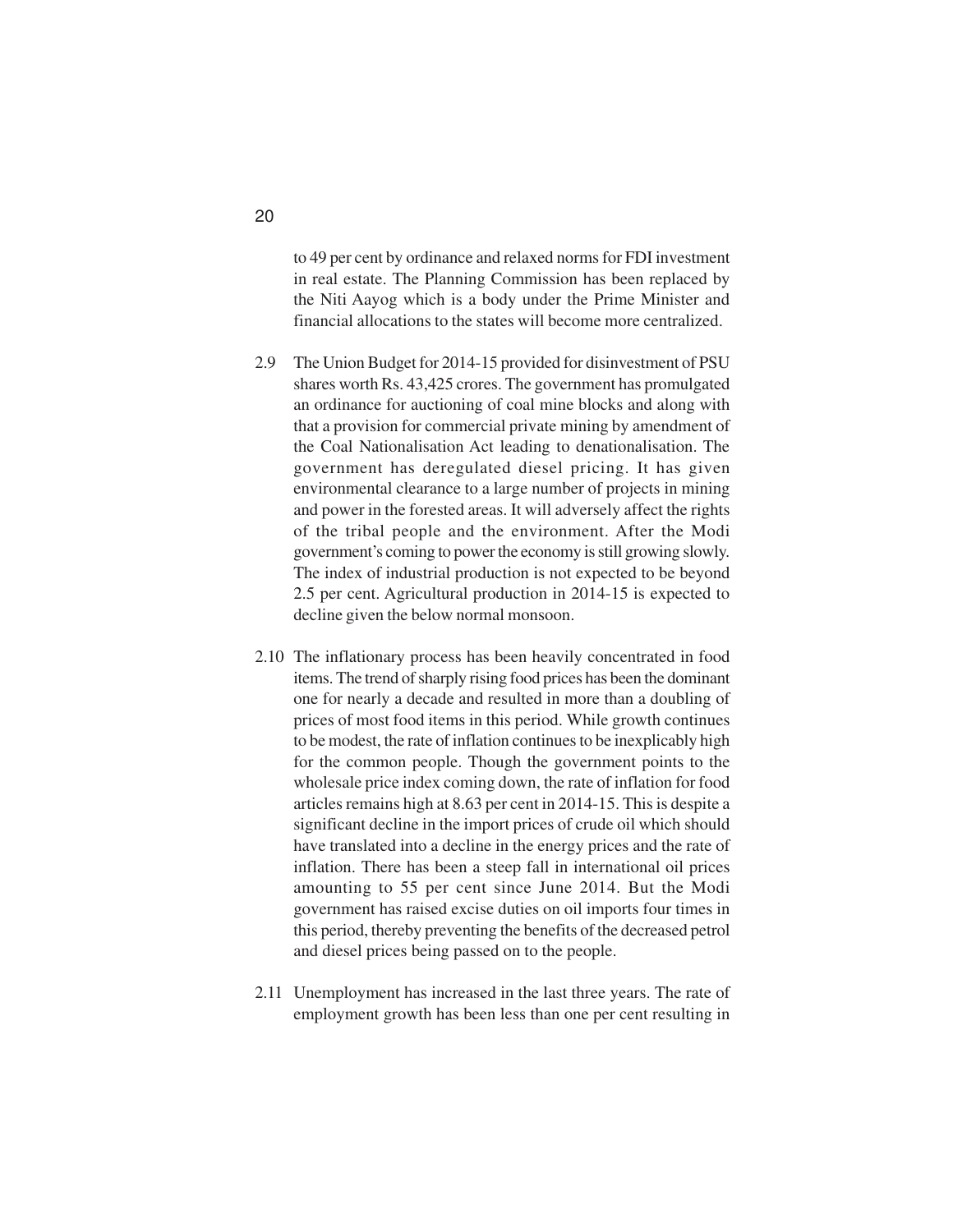to 49 per cent by ordinance and relaxed norms for FDI investment in real estate. The Planning Commission has been replaced by the Niti Aayog which is a body under the Prime Minister and financial allocations to the states will become more centralized.

2.9 The Union Budget for 2014-15 provided for disinvestment of PSU shares worth Rs. 43,425 crores. The government has promulgated an ordinance for auctioning of coal mine blocks and along with that a provision for commercial private mining by amendment of the Coal Nationalisation Act leading to denationalisation. The government has deregulated diesel pricing. It has given environmental clearance to a large number of projects in mining and power in the forested areas. It will adversely affect the rights of the tribal people and the environment. After the Modi government's coming to power the economy is still growing slowly. The index of industrial production is not expected to be beyond 2.5 per cent. Agricultural production in 2014-15 is expected to decline given the below normal monsoon.

2.10 The inflationary process has been heavily concentrated in food items. The trend of sharply rising food prices has been the dominant one for nearly a decade and resulted in more than a doubling of prices of most food items in this period. While growth continues to be modest, the rate of inflation continues to be inexplicably high for the common people. Though the government points to the wholesale price index coming down, the rate of inflation for food articles remains high at 8.63 per cent in 2014-15. This is despite a significant decline in the import prices of crude oil which should have translated into a decline in the energy prices and the rate of inflation. There has been a steep fall in international oil prices amounting to 55 per cent since June 2014. But the Modi government has raised excise duties on oil imports four times in this period, thereby preventing the benefits of the decreased petrol and diesel prices being passed on to the people.

2.11 Unemployment has increased in the last three years. The rate of employment growth has been less than one per cent resulting in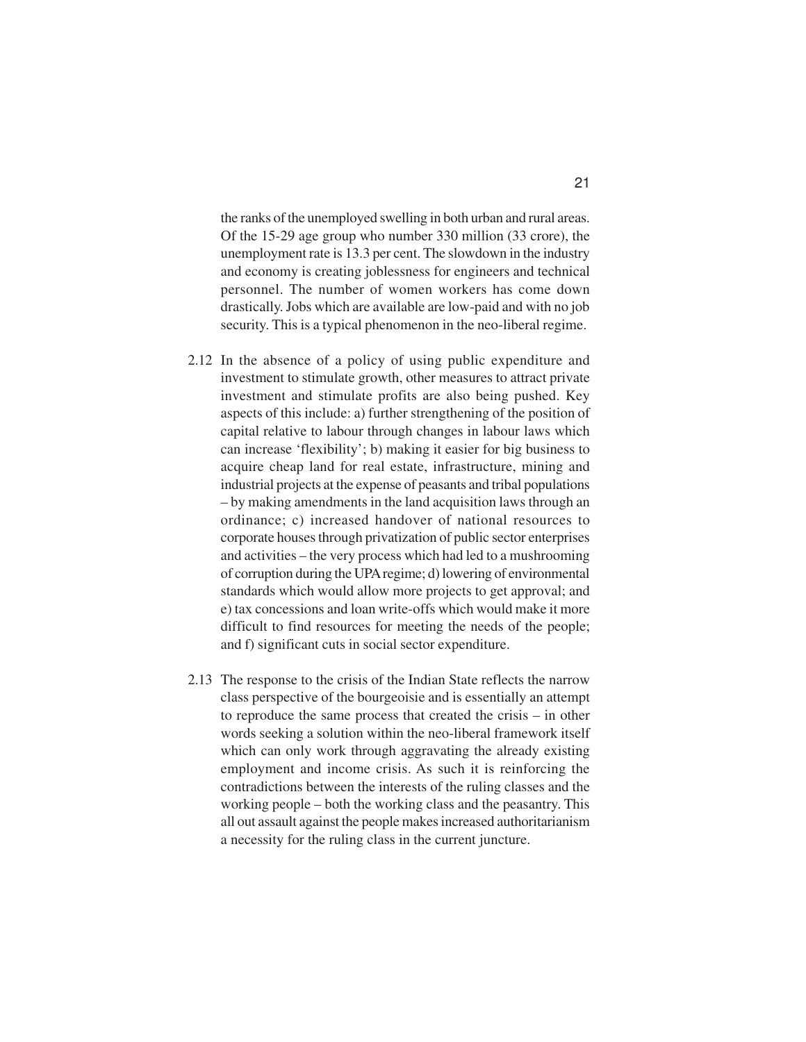the ranks of the unemployed swelling in both urban and rural areas. Of the 15-29 age group who number 330 million (33 crore), the unemployment rate is 13.3 per cent. The slowdown in the industry and economy is creating joblessness for engineers and technical personnel. The number of women workers has come down drastically. Jobs which are available are low-paid and with no job security. This is a typical phenomenon in the neo-liberal regime.

2.12 In the absence of a policy of using public expenditure and investment to stimulate growth, other measures to attract private investment and stimulate profits are also being pushed. Key aspects of this include: a) further strengthening of the position of capital relative to labour through changes in labour laws which can increase 'flexibility'; b) making it easier for big business to acquire cheap land for real estate, infrastructure, mining and industrial projects at the expense of peasants and tribal populations – by making amendments in the land acquisition laws through an ordinance; c) increased handover of national resources to corporate houses through privatization of public sector enterprises and activities – the very process which had led to a mushrooming of corruption during the UPA regime; d) lowering of environmental standards which would allow more projects to get approval; and e) tax concessions and loan write-offs which would make it more difficult to find resources for meeting the needs of the people; and f) significant cuts in social sector expenditure.

2.13 The response to the crisis of the Indian State reflects the narrow class perspective of the bourgeoisie and is essentially an attempt to reproduce the same process that created the crisis – in other words seeking a solution within the neo-liberal framework itself which can only work through aggravating the already existing employment and income crisis. As such it is reinforcing the contradictions between the interests of the ruling classes and the working people – both the working class and the peasantry. This all out assault against the people makes increased authoritarianism a necessity for the ruling class in the current juncture.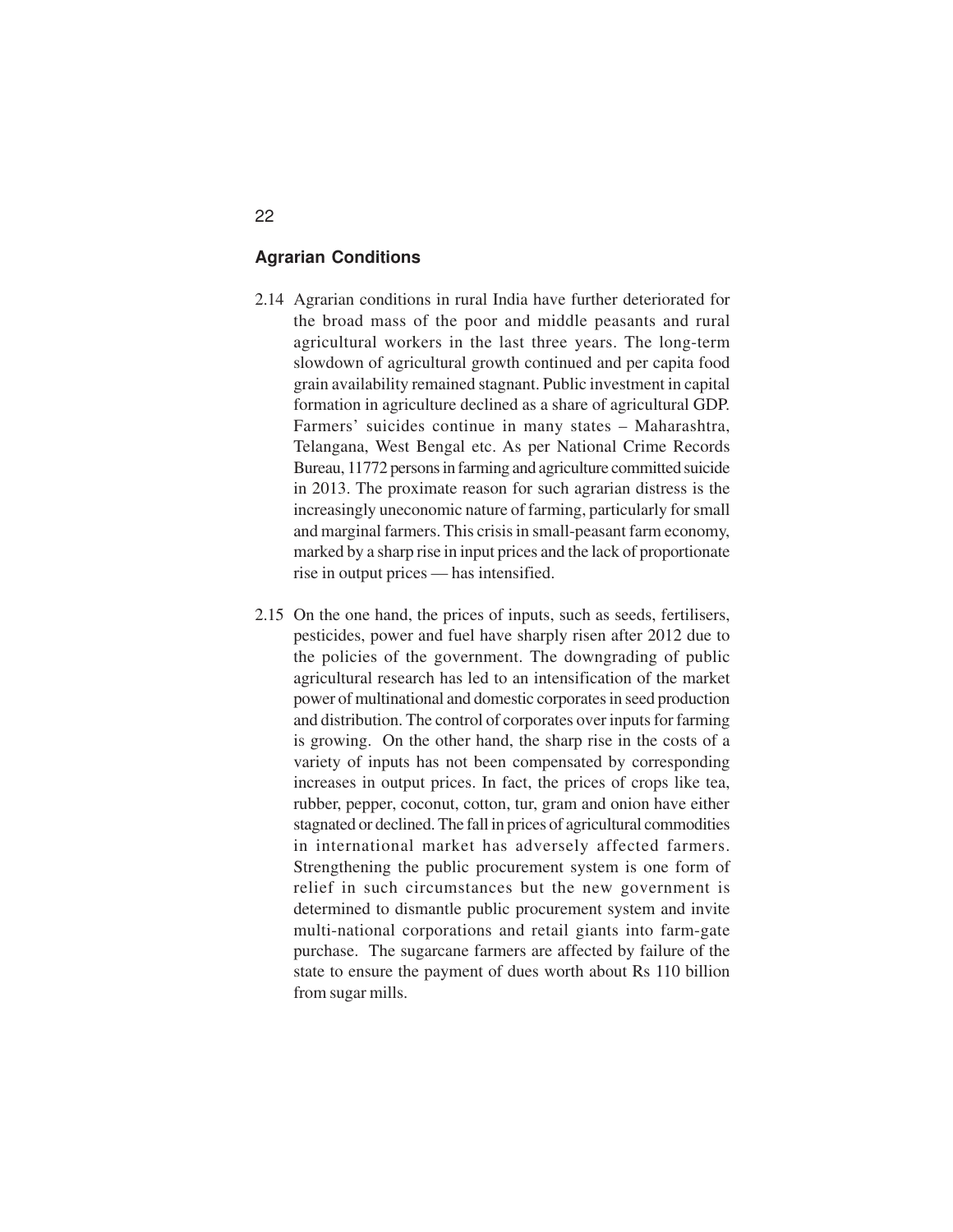## Agrarian Conditions

2.14 Agrarian conditions in rural India have further deteriorated for the broad mass of the poor and middle peasants and rural agricultural workers in the last three years. The long-term slowdown of agricultural growth continued and per capita food grain availability remained stagnant. Public investment in capital formation in agriculture declined as a share of agricultural GDP. Farmers' suicides continue in many states – Maharashtra, Telangana, West Bengal etc. As per National Crime Records Bureau, 11772 persons in farming and agriculture committed suicide in 2013. The proximate reason for such agrarian distress is the increasingly uneconomic nature of farming, particularly for small and marginal farmers. This crisis in small-peasant farm economy, marked by a sharp rise in input prices and the lack of proportionate rise in output prices — has intensified.

2.15 On the one hand, the prices of inputs, such as seeds, fertilisers, pesticides, power and fuel have sharply risen after 2012 due to the policies of the government. The downgrading of public agricultural research has led to an intensification of the market power of multinational and domestic corporates in seed production and distribution. The control of corporates over inputs for farming is growing. On the other hand, the sharp rise in the costs of a variety of inputs has not been compensated by corresponding increases in output prices. In fact, the prices of crops like tea, rubber, pepper, coconut, cotton, tur, gram and onion have either stagnated or declined. The fall in prices of agricultural commodities in international market has adversely affected farmers. Strengthening the public procurement system is one form of relief in such circumstances but the new government is determined to dismantle public procurement system and invite multi-national corporations and retail giants into farm-gate purchase. The sugarcane farmers are affected by failure of the state to ensure the payment of dues worth about Rs 110 billion from sugar mills.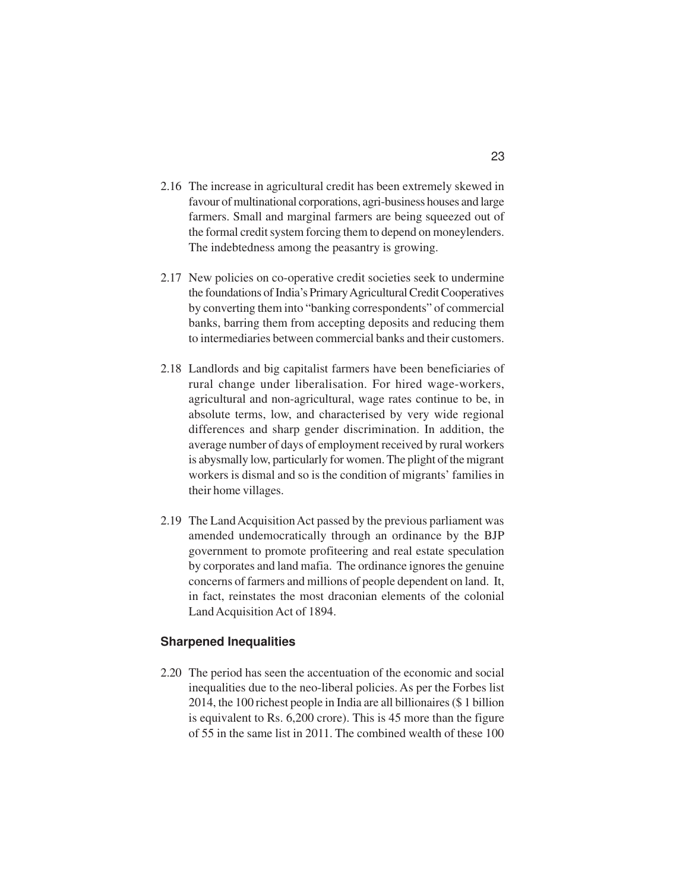2.16 The increase in agricultural credit has been extremely skewed in favour of multinational corporations, agri-business houses and large farmers. Small and marginal farmers are being squeezed out of the formal credit system forcing them to depend on moneylenders. The indebtedness among the peasantry is growing.

2.17 New policies on co-operative credit societies seek to undermine the foundations of India's Primary Agricultural Credit Cooperatives by converting them into "banking correspondents" of commercial banks, barring them from accepting deposits and reducing them to intermediaries between commercial banks and their customers.

2.18 Landlords and big capitalist farmers have been beneficiaries of rural change under liberalisation. For hired wage-workers, agricultural and non-agricultural, wage rates continue to be, in absolute terms, low, and characterised by very wide regional differences and sharp gender discrimination. In addition, the average number of days of employment received by rural workers is abysmally low, particularly for women. The plight of the migrant workers is dismal and so is the condition of migrants' families in their home villages.

2.19 The Land Acquisition Act passed by the previous parliament was amended undemocratically through an ordinance by the BJP government to promote profiteering and real estate speculation by corporates and land mafia. The ordinance ignores the genuine concerns of farmers and millions of people dependent on land. It, in fact, reinstates the most draconian elements of the colonial Land Acquisition Act of 1894.

### Sharpened Inequalities

2.20 The period has seen the accentuation of the economic and social inequalities due to the neo-liberal policies. As per the Forbes list 2014, the 100 richest people in India are all billionaires ($ 1 billion is equivalent to Rs. 6,200 crore). This is 45 more than the figure of 55 in the same list in 2011. The combined wealth of these 100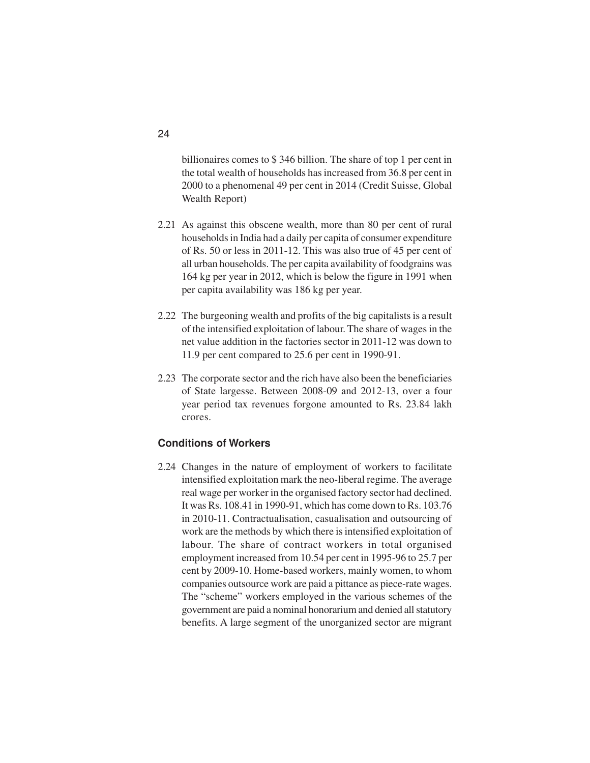billionaires comes to $ 346 billion. The share of top 1 per cent in the total wealth of households has increased from 36.8 per cent in 2000 to a phenomenal 49 per cent in 2014 (Credit Suisse, Global Wealth Report)

2.21 As against this obscene wealth, more than 80 per cent of rural households in India had a daily per capita of consumer expenditure of Rs. 50 or less in 2011-12. This was also true of 45 per cent of all urban households. The per capita availability of foodgrains was 164 kg per year in 2012, which is below the figure in 1991 when per capita availability was 186 kg per year.

2.22 The burgeoning wealth and profits of the big capitalists is a result of the intensified exploitation of labour. The share of wages in the net value addition in the factories sector in 2011-12 was down to 11.9 per cent compared to 25.6 per cent in 1990-91.

2.23 The corporate sector and the rich have also been the beneficiaries of State largesse. Between 2008-09 and 2012-13, over a four year period tax revenues forgone amounted to Rs. 23.84 lakh crores.

### Conditions of Workers

2.24 Changes in the nature of employment of workers to facilitate intensified exploitation mark the neo-liberal regime. The average real wage per worker in the organised factory sector had declined. It was Rs. 108.41 in 1990-91, which has come down to Rs. 103.76 in 2010-11. Contractualisation, casualisation and outsourcing of work are the methods by which there is intensified exploitation of labour. The share of contract workers in total organised employment increased from 10.54 per cent in 1995-96 to 25.7 per cent by 2009-10. Home-based workers, mainly women, to whom companies outsource work are paid a pittance as piece-rate wages. The "scheme" workers employed in the various schemes of the government are paid a nominal honorarium and denied all statutory benefits. A large segment of the unorganized sector are migrant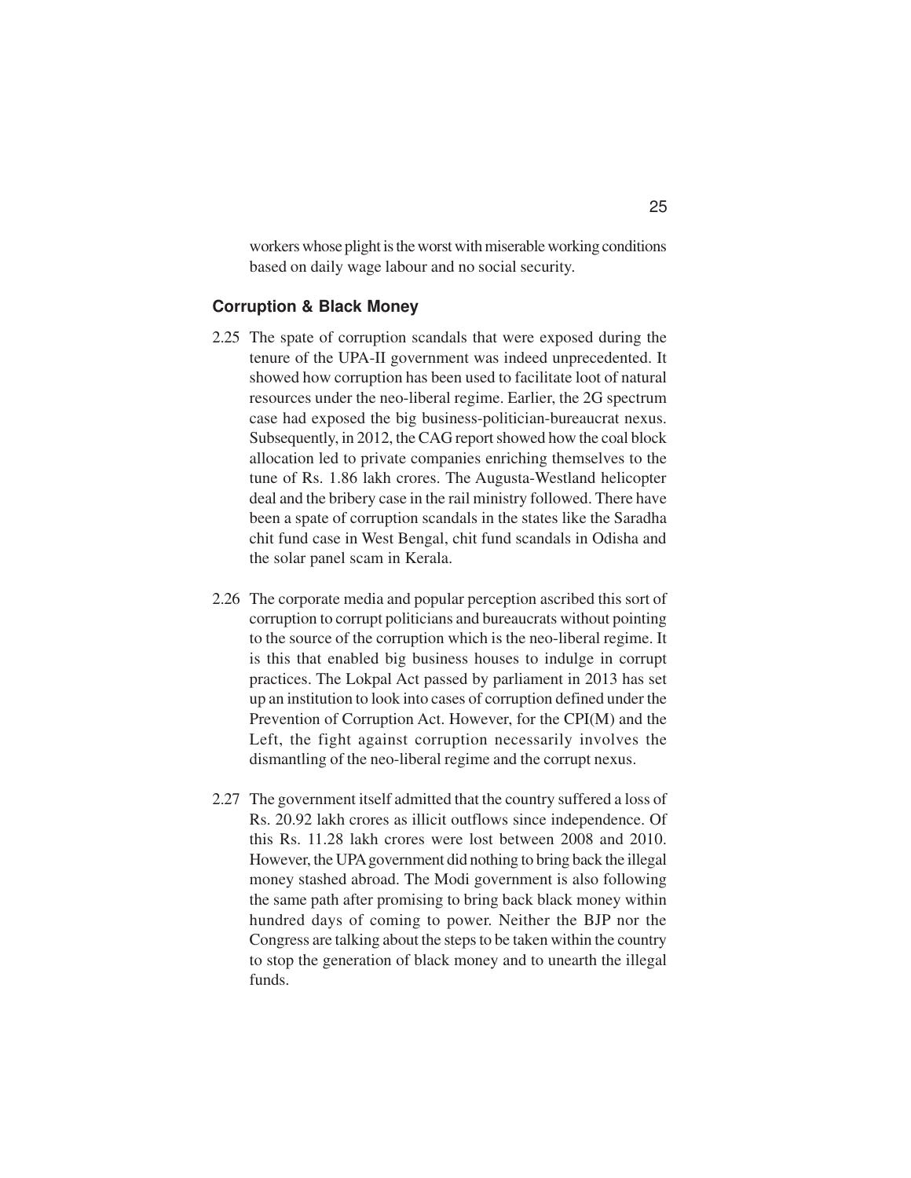workers whose plight is the worst with miserable working conditions based on daily wage labour and no social security.

### Corruption & Black Money

2.25 The spate of corruption scandals that were exposed during the tenure of the UPA-II government was indeed unprecedented. It showed how corruption has been used to facilitate loot of natural resources under the neo-liberal regime. Earlier, the 2G spectrum case had exposed the big business-politician-bureaucrat nexus. Subsequently, in 2012, the CAG report showed how the coal block allocation led to private companies enriching themselves to the tune of Rs. 1.86 lakh crores. The Augusta-Westland helicopter deal and the bribery case in the rail ministry followed. There have been a spate of corruption scandals in the states like the Saradha chit fund case in West Bengal, chit fund scandals in Odisha and the solar panel scam in Kerala.

2.26 The corporate media and popular perception ascribed this sort of corruption to corrupt politicians and bureaucrats without pointing to the source of the corruption which is the neo-liberal regime. It is this that enabled big business houses to indulge in corrupt practices. The Lokpal Act passed by parliament in 2013 has set up an institution to look into cases of corruption defined under the Prevention of Corruption Act. However, for the CPI(M) and the Left, the fight against corruption necessarily involves the dismantling of the neo-liberal regime and the corrupt nexus.

2.27 The government itself admitted that the country suffered a loss of Rs. 20.92 lakh crores as illicit outflows since independence. Of this Rs. 11.28 lakh crores were lost between 2008 and 2010. However, the UPA government did nothing to bring back the illegal money stashed abroad. The Modi government is also following the same path after promising to bring back black money within hundred days of coming to power. Neither the BJP nor the Congress are talking about the steps to be taken within the country to stop the generation of black money and to unearth the illegal funds.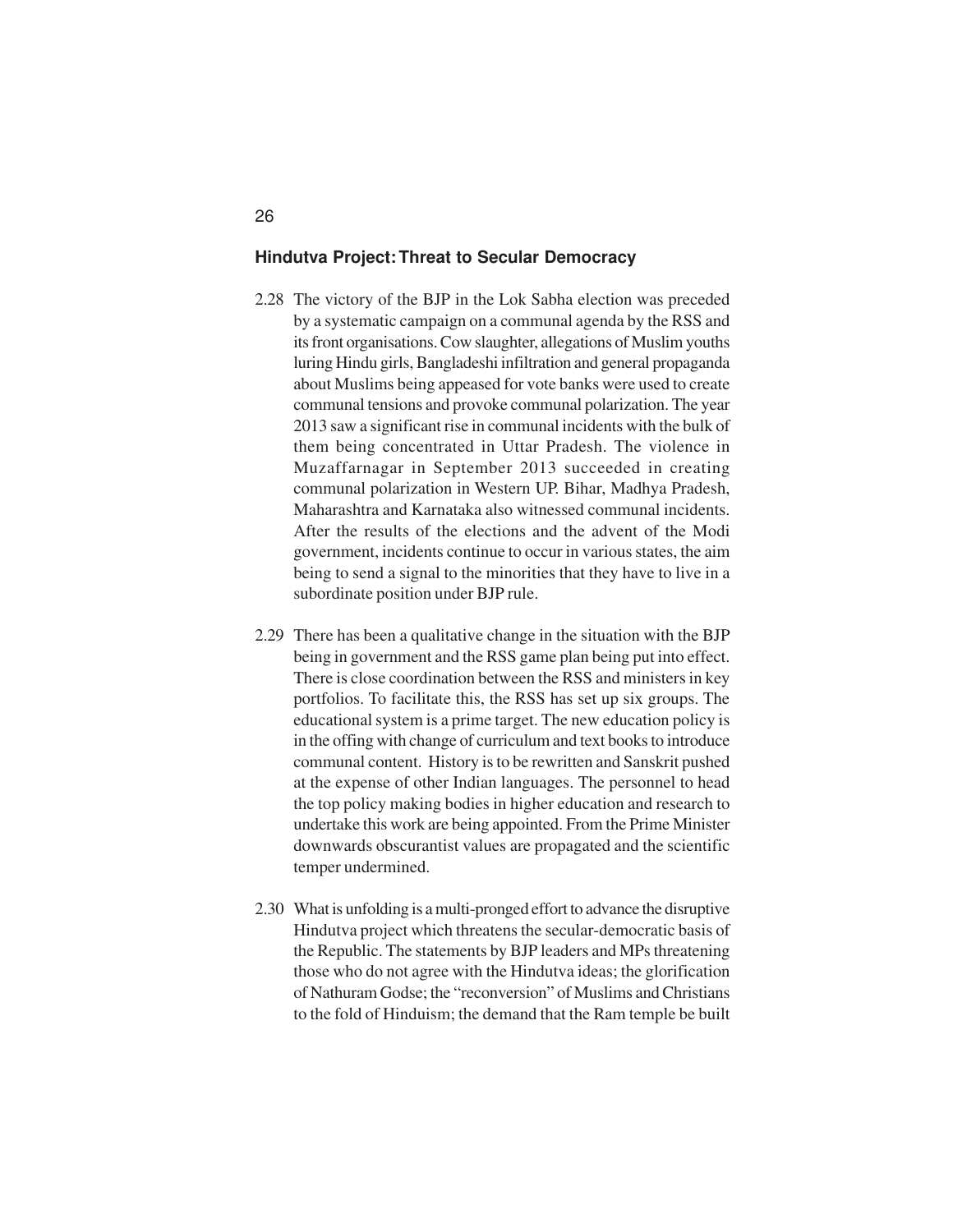## Hindutva Project: Threat to Secular Democracy

2.28 The victory of the BJP in the Lok Sabha election was preceded by a systematic campaign on a communal agenda by the RSS and its front organisations. Cow slaughter, allegations of Muslim youths luring Hindu girls, Bangladeshi infiltration and general propaganda about Muslims being appeased for vote banks were used to create communal tensions and provoke communal polarization. The year 2013 saw a significant rise in communal incidents with the bulk of them being concentrated in Uttar Pradesh. The violence in Muzaffarnagar in September 2013 succeeded in creating communal polarization in Western UP. Bihar, Madhya Pradesh, Maharashtra and Karnataka also witnessed communal incidents. After the results of the elections and the advent of the Modi government, incidents continue to occur in various states, the aim being to send a signal to the minorities that they have to live in a subordinate position under BJP rule.

2.29 There has been a qualitative change in the situation with the BJP being in government and the RSS game plan being put into effect. There is close coordination between the RSS and ministers in key portfolios. To facilitate this, the RSS has set up six groups. The educational system is a prime target. The new education policy is in the offing with change of curriculum and text books to introduce communal content. History is to be rewritten and Sanskrit pushed at the expense of other Indian languages. The personnel to head the top policy making bodies in higher education and research to undertake this work are being appointed. From the Prime Minister downwards obscurantist values are propagated and the scientific temper undermined.

2.30 What is unfolding is a multi-pronged effort to advance the disruptive Hindutva project which threatens the secular-democratic basis of the Republic. The statements by BJP leaders and MPs threatening those who do not agree with the Hindutva ideas; the glorification of Nathuram Godse; the "reconversion" of Muslims and Christians to the fold of Hinduism; the demand that the Ram temple be built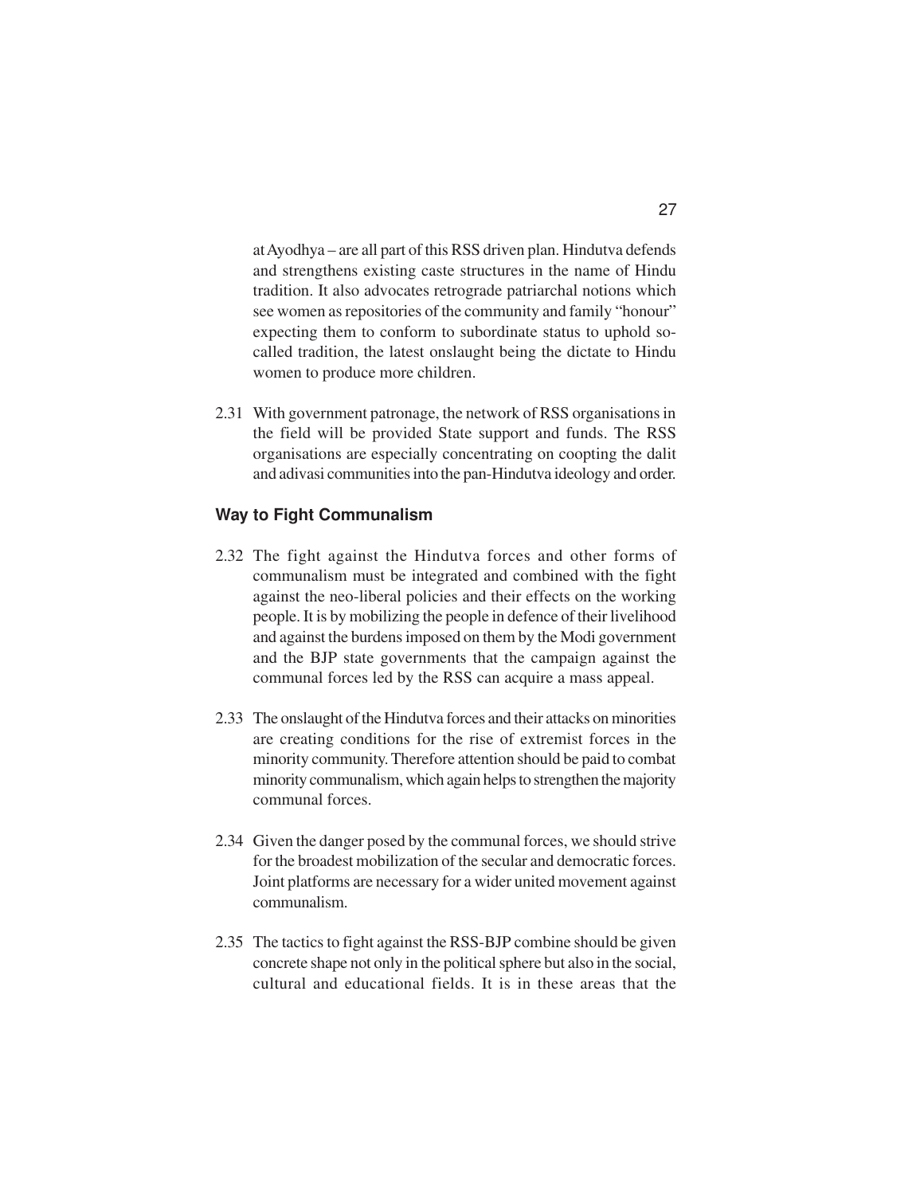at Ayodhya – are all part of this RSS driven plan. Hindutva defends and strengthens existing caste structures in the name of Hindu tradition. It also advocates retrograde patriarchal notions which see women as repositories of the community and family "honour" expecting them to conform to subordinate status to uphold so-called tradition, the latest onslaught being the dictate to Hindu women to produce more children.

2.31 With government patronage, the network of RSS organisations in the field will be provided State support and funds. The RSS organisations are especially concentrating on coopting the dalit and adivasi communities into the pan-Hindutva ideology and order.

### Way to Fight Communalism

2.32 The fight against the Hindutva forces and other forms of communalism must be integrated and combined with the fight against the neo-liberal policies and their effects on the working people. It is by mobilizing the people in defence of their livelihood and against the burdens imposed on them by the Modi government and the BJP state governments that the campaign against the communal forces led by the RSS can acquire a mass appeal.

2.33 The onslaught of the Hindutva forces and their attacks on minorities are creating conditions for the rise of extremist forces in the minority community. Therefore attention should be paid to combat minority communalism, which again helps to strengthen the majority communal forces.

2.34 Given the danger posed by the communal forces, we should strive for the broadest mobilization of the secular and democratic forces. Joint platforms are necessary for a wider united movement against communalism.

2.35 The tactics to fight against the RSS-BJP combine should be given concrete shape not only in the political sphere but also in the social, cultural and educational fields. It is in these areas that the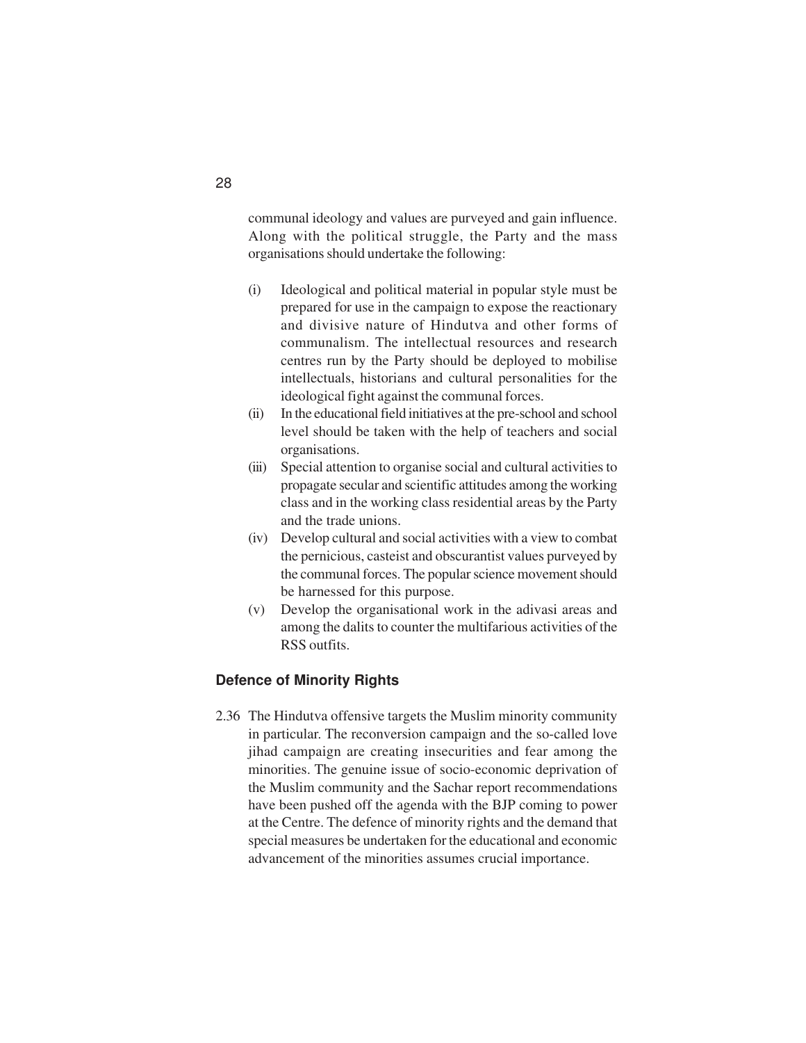communal ideology and values are purveyed and gain influence. Along with the political struggle, the Party and the mass organisations should undertake the following:

(i) Ideological and political material in popular style must be prepared for use in the campaign to expose the reactionary and divisive nature of Hindutva and other forms of communalism. The intellectual resources and research centres run by the Party should be deployed to mobilise intellectuals, historians and cultural personalities for the ideological fight against the communal forces.

(ii) In the educational field initiatives at the pre-school and school level should be taken with the help of teachers and social organisations.

(iii) Special attention to organise social and cultural activities to propagate secular and scientific attitudes among the working class and in the working class residential areas by the Party and the trade unions.

(iv) Develop cultural and social activities with a view to combat the pernicious, casteist and obscurantist values purveyed by the communal forces. The popular science movement should be harnessed for this purpose.

(v) Develop the organisational work in the adivasi areas and among the dalits to counter the multifarious activities of the RSS outfits.

### Defence of Minority Rights

2.36 The Hindutva offensive targets the Muslim minority community in particular. The reconversion campaign and the so-called love jihad campaign are creating insecurities and fear among the minorities. The genuine issue of socio-economic deprivation of the Muslim community and the Sachar report recommendations have been pushed off the agenda with the BJP coming to power at the Centre. The defence of minority rights and the demand that special measures be undertaken for the educational and economic advancement of the minorities assumes crucial importance.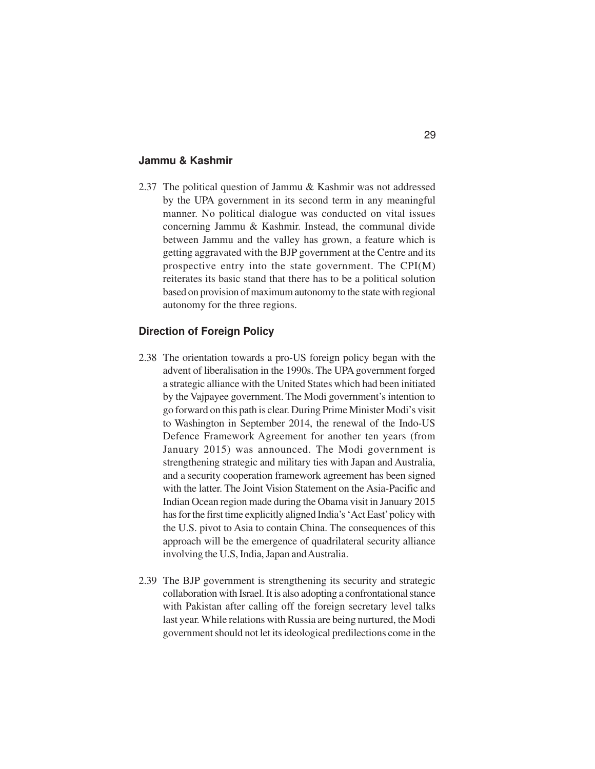### Jammu & Kashmir

2.37 The political question of Jammu & Kashmir was not addressed by the UPA government in its second term in any meaningful manner. No political dialogue was conducted on vital issues concerning Jammu & Kashmir. Instead, the communal divide between Jammu and the valley has grown, a feature which is getting aggravated with the BJP government at the Centre and its prospective entry into the state government. The CPI(M) reiterates its basic stand that there has to be a political solution based on provision of maximum autonomy to the state with regional autonomy for the three regions.

### Direction of Foreign Policy

2.38 The orientation towards a pro-US foreign policy began with the advent of liberalisation in the 1990s. The UPA government forged a strategic alliance with the United States which had been initiated by the Vajpayee government. The Modi government's intention to go forward on this path is clear. During Prime Minister Modi's visit to Washington in September 2014, the renewal of the Indo-US Defence Framework Agreement for another ten years (from January 2015) was announced. The Modi government is strengthening strategic and military ties with Japan and Australia, and a security cooperation framework agreement has been signed with the latter. The Joint Vision Statement on the Asia-Pacific and Indian Ocean region made during the Obama visit in January 2015 has for the first time explicitly aligned India's 'Act East' policy with the U.S. pivot to Asia to contain China. The consequences of this approach will be the emergence of quadrilateral security alliance involving the U.S, India, Japan and Australia.

2.39 The BJP government is strengthening its security and strategic collaboration with Israel. It is also adopting a confrontational stance with Pakistan after calling off the foreign secretary level talks last year. While relations with Russia are being nurtured, the Modi government should not let its ideological predilections come in the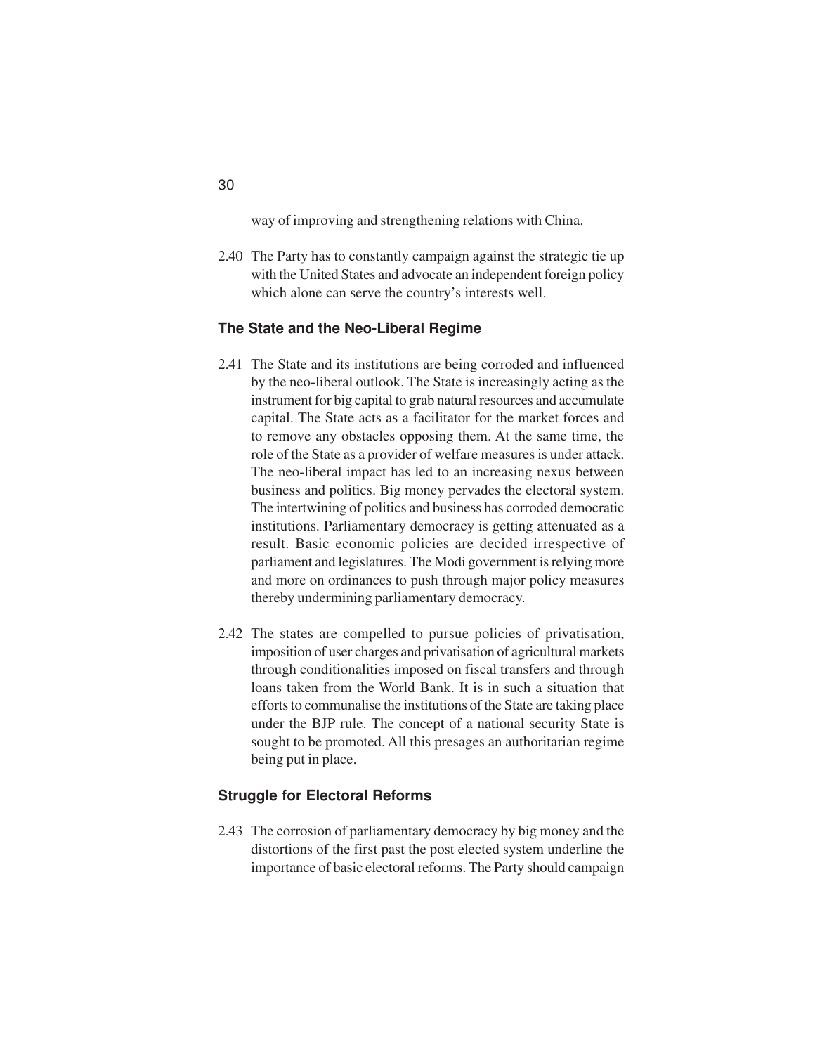way of improving and strengthening relations with China.

2.40 The Party has to constantly campaign against the strategic tie up with the United States and advocate an independent foreign policy which alone can serve the country's interests well.

### The State and the Neo-Liberal Regime

2.41 The State and its institutions are being corroded and influenced by the neo-liberal outlook. The State is increasingly acting as the instrument for big capital to grab natural resources and accumulate capital. The State acts as a facilitator for the market forces and to remove any obstacles opposing them. At the same time, the role of the State as a provider of welfare measures is under attack. The neo-liberal impact has led to an increasing nexus between business and politics. Big money pervades the electoral system. The intertwining of politics and business has corroded democratic institutions. Parliamentary democracy is getting attenuated as a result. Basic economic policies are decided irrespective of parliament and legislatures. The Modi government is relying more and more on ordinances to push through major policy measures thereby undermining parliamentary democracy.

2.42 The states are compelled to pursue policies of privatisation, imposition of user charges and privatisation of agricultural markets through conditionalities imposed on fiscal transfers and through loans taken from the World Bank. It is in such a situation that efforts to communalise the institutions of the State are taking place under the BJP rule. The concept of a national security State is sought to be promoted. All this presages an authoritarian regime being put in place.

### Struggle for Electoral Reforms

2.43 The corrosion of parliamentary democracy by big money and the distortions of the first past the post elected system underline the importance of basic electoral reforms. The Party should campaign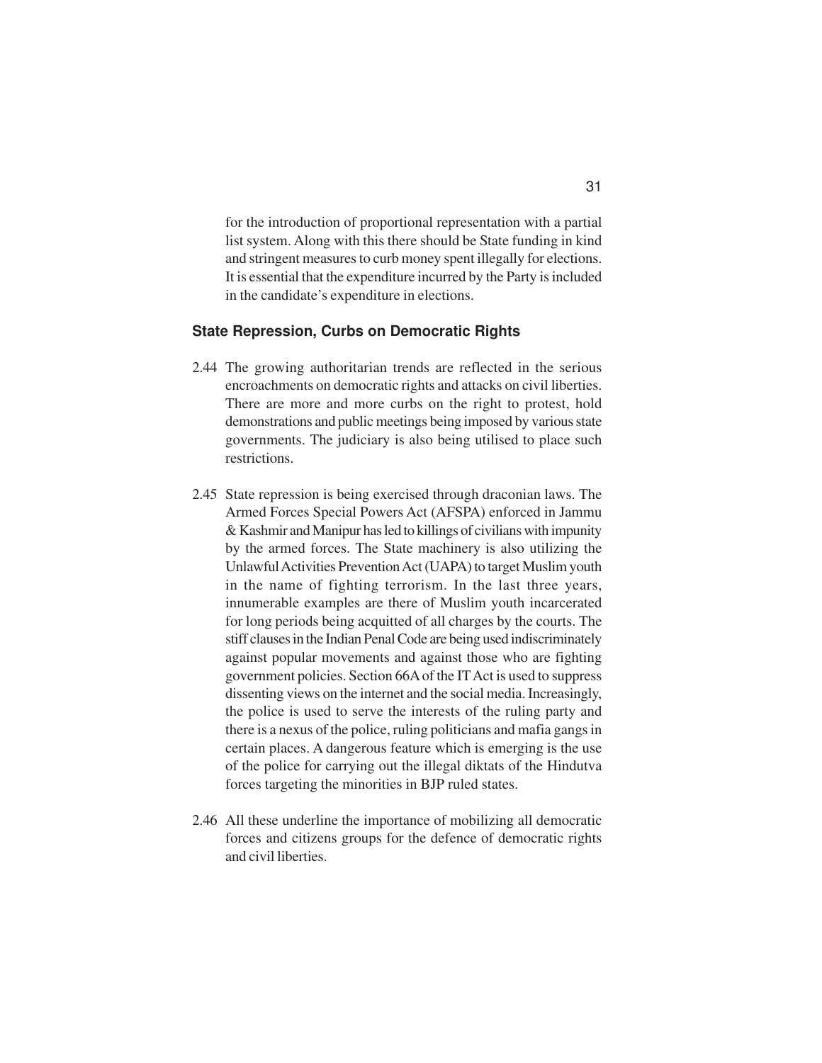for the introduction of proportional representation with a partial list system. Along with this there should be State funding in kind and stringent measures to curb money spent illegally for elections. It is essential that the expenditure incurred by the Party is included in the candidate's expenditure in elections.

### State Repression, Curbs on Democratic Rights

2.44 The growing authoritarian trends are reflected in the serious encroachments on democratic rights and attacks on civil liberties. There are more and more curbs on the right to protest, hold demonstrations and public meetings being imposed by various state governments. The judiciary is also being utilised to place such restrictions.

2.45 State repression is being exercised through draconian laws. The Armed Forces Special Powers Act (AFSPA) enforced in Jammu & Kashmir and Manipur has led to killings of civilians with impunity by the armed forces. The State machinery is also utilizing the Unlawful Activities Prevention Act (UAPA) to target Muslim youth in the name of fighting terrorism. In the last three years, innumerable examples are there of Muslim youth incarcerated for long periods being acquitted of all charges by the courts. The stiff clauses in the Indian Penal Code are being used indiscriminately against popular movements and against those who are fighting government policies. Section 66A of the IT Act is used to suppress dissenting views on the internet and the social media. Increasingly, the police is used to serve the interests of the ruling party and there is a nexus of the police, ruling politicians and mafia gangs in certain places. A dangerous feature which is emerging is the use of the police for carrying out the illegal diktats of the Hindutva forces targeting the minorities in BJP ruled states.

2.46 All these underline the importance of mobilizing all democratic forces and citizens groups for the defence of democratic rights and civil liberties.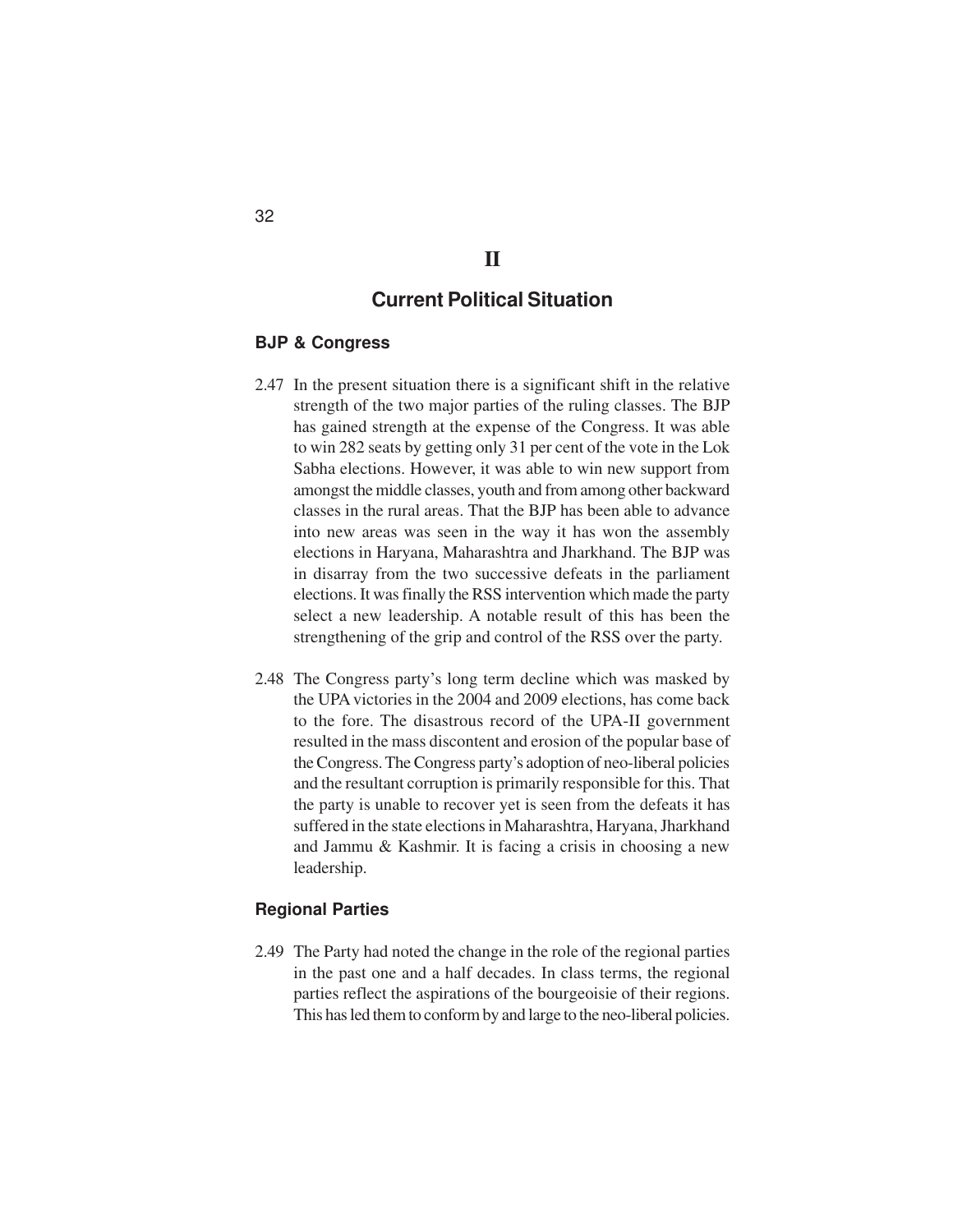# II

## Current Political Situation

### BJP & Congress

2.47 In the present situation there is a significant shift in the relative strength of the two major parties of the ruling classes. The BJP has gained strength at the expense of the Congress. It was able to win 282 seats by getting only 31 per cent of the vote in the Lok Sabha elections. However, it was able to win new support from amongst the middle classes, youth and from among other backward classes in the rural areas. That the BJP has been able to advance into new areas was seen in the way it has won the assembly elections in Haryana, Maharashtra and Jharkhand. The BJP was in disarray from the two successive defeats in the parliament elections. It was finally the RSS intervention which made the party select a new leadership. A notable result of this has been the strengthening of the grip and control of the RSS over the party.

2.48 The Congress party's long term decline which was masked by the UPA victories in the 2004 and 2009 elections, has come back to the fore. The disastrous record of the UPA-II government resulted in the mass discontent and erosion of the popular base of the Congress. The Congress party's adoption of neo-liberal policies and the resultant corruption is primarily responsible for this. That the party is unable to recover yet is seen from the defeats it has suffered in the state elections in Maharashtra, Haryana, Jharkhand and Jammu & Kashmir. It is facing a crisis in choosing a new leadership.

### Regional Parties

2.49 The Party had noted the change in the role of the regional parties in the past one and a half decades. In class terms, the regional parties reflect the aspirations of the bourgeoisie of their regions. This has led them to conform by and large to the neo-liberal policies.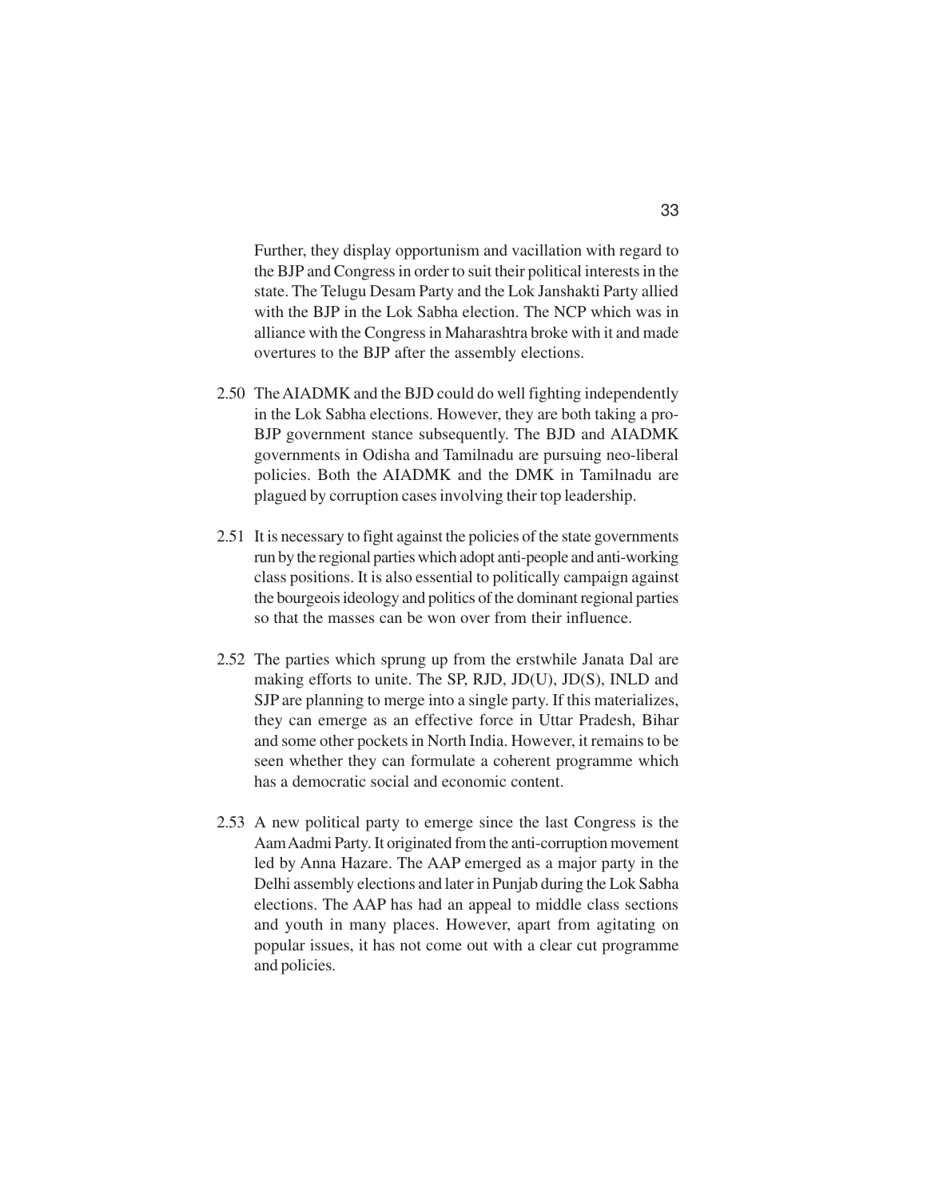Further, they display opportunism and vacillation with regard to the BJP and Congress in order to suit their political interests in the state. The Telugu Desam Party and the Lok Janshakti Party allied with the BJP in the Lok Sabha election. The NCP which was in alliance with the Congress in Maharashtra broke with it and made overtures to the BJP after the assembly elections.

2.50 The AIADMK and the BJD could do well fighting independently in the Lok Sabha elections. However, they are both taking a pro-BJP government stance subsequently. The BJD and AIADMK governments in Odisha and Tamilnadu are pursuing neo-liberal policies. Both the AIADMK and the DMK in Tamilnadu are plagued by corruption cases involving their top leadership.

2.51 It is necessary to fight against the policies of the state governments run by the regional parties which adopt anti-people and anti-working class positions. It is also essential to politically campaign against the bourgeois ideology and politics of the dominant regional parties so that the masses can be won over from their influence.

2.52 The parties which sprung up from the erstwhile Janata Dal are making efforts to unite. The SP, RJD, JD(U), JD(S), INLD and SJP are planning to merge into a single party. If this materializes, they can emerge as an effective force in Uttar Pradesh, Bihar and some other pockets in North India. However, it remains to be seen whether they can formulate a coherent programme which has a democratic social and economic content.

2.53 A new political party to emerge since the last Congress is the Aam Aadmi Party. It originated from the anti-corruption movement led by Anna Hazare. The AAP emerged as a major party in the Delhi assembly elections and later in Punjab during the Lok Sabha elections. The AAP has had an appeal to middle class sections and youth in many places. However, apart from agitating on popular issues, it has not come out with a clear cut programme and policies.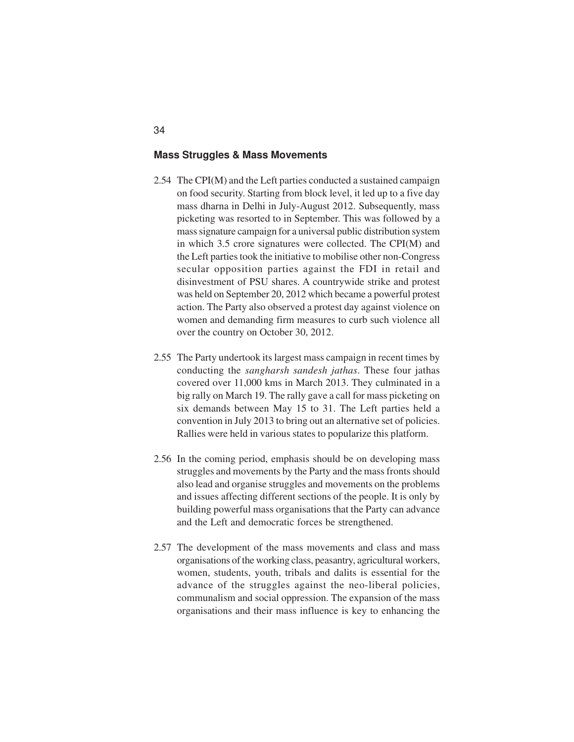## Mass Struggles & Mass Movements

2.54 The CPI(M) and the Left parties conducted a sustained campaign on food security. Starting from block level, it led up to a five day mass dharna in Delhi in July-August 2012. Subsequently, mass picketing was resorted to in September. This was followed by a mass signature campaign for a universal public distribution system in which 3.5 crore signatures were collected. The CPI(M) and the Left parties took the initiative to mobilise other non-Congress secular opposition parties against the FDI in retail and disinvestment of PSU shares. A countrywide strike and protest was held on September 20, 2012 which became a powerful protest action. The Party also observed a protest day against violence on women and demanding firm measures to curb such violence all over the country on October 30, 2012.

2.55 The Party undertook its largest mass campaign in recent times by conducting the *sangharsh sandesh jathas*. These four jathas covered over 11,000 kms in March 2013. They culminated in a big rally on March 19. The rally gave a call for mass picketing on six demands between May 15 to 31. The Left parties held a convention in July 2013 to bring out an alternative set of policies. Rallies were held in various states to popularize this platform.

2.56 In the coming period, emphasis should be on developing mass struggles and movements by the Party and the mass fronts should also lead and organise struggles and movements on the problems and issues affecting different sections of the people. It is only by building powerful mass organisations that the Party can advance and the Left and democratic forces be strengthened.

2.57 The development of the mass movements and class and mass organisations of the working class, peasantry, agricultural workers, women, students, youth, tribals and dalits is essential for the advance of the struggles against the neo-liberal policies, communalism and social oppression. The expansion of the mass organisations and their mass influence is key to enhancing the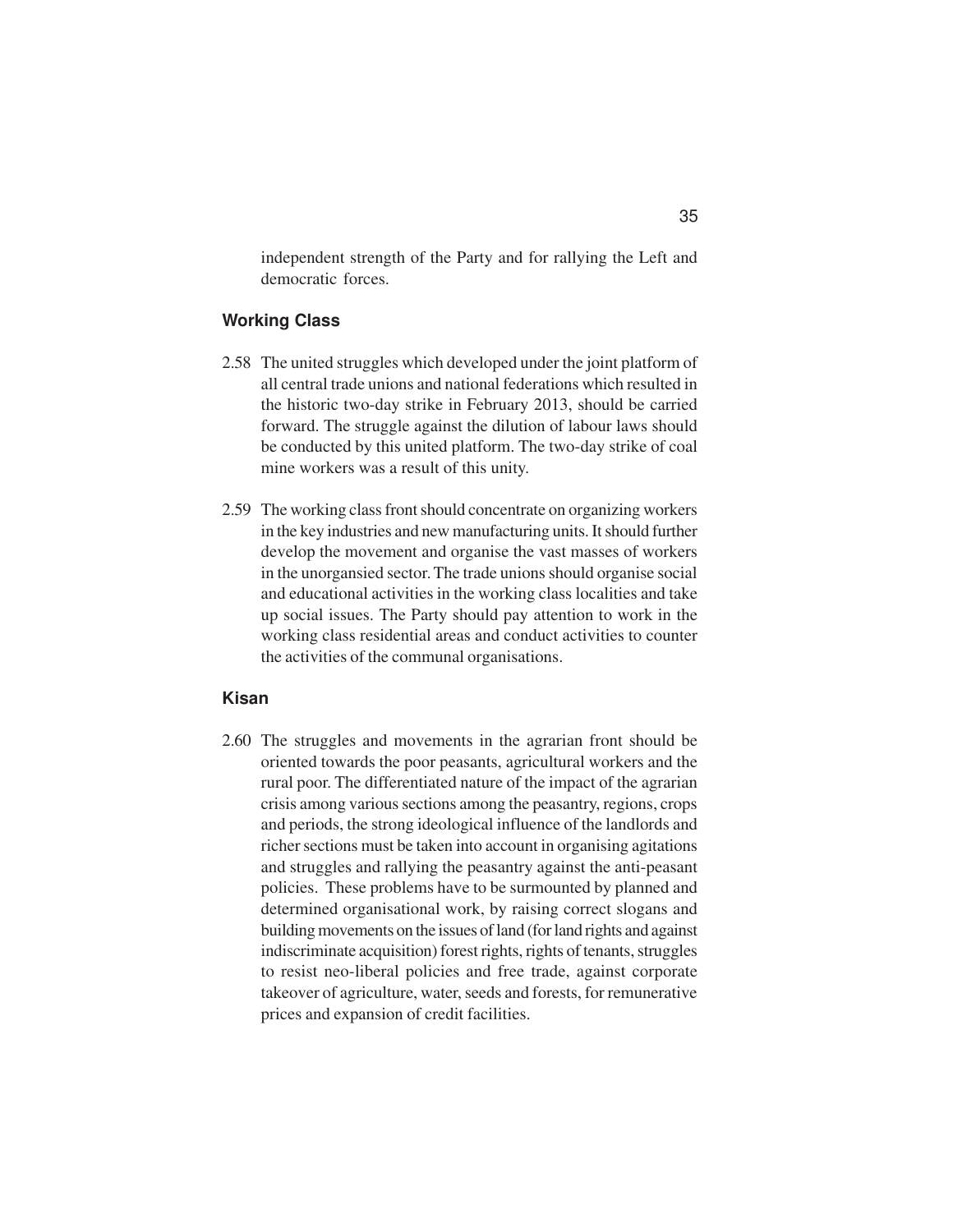independent strength of the Party and for rallying the Left and democratic forces.

### Working Class

2.58 The united struggles which developed under the joint platform of all central trade unions and national federations which resulted in the historic two-day strike in February 2013, should be carried forward. The struggle against the dilution of labour laws should be conducted by this united platform. The two-day strike of coal mine workers was a result of this unity.

2.59 The working class front should concentrate on organizing workers in the key industries and new manufacturing units. It should further develop the movement and organise the vast masses of workers in the unorgansied sector. The trade unions should organise social and educational activities in the working class localities and take up social issues. The Party should pay attention to work in the working class residential areas and conduct activities to counter the activities of the communal organisations.

### Kisan

2.60 The struggles and movements in the agrarian front should be oriented towards the poor peasants, agricultural workers and the rural poor. The differentiated nature of the impact of the agrarian crisis among various sections among the peasantry, regions, crops and periods, the strong ideological influence of the landlords and richer sections must be taken into account in organising agitations and struggles and rallying the peasantry against the anti-peasant policies. These problems have to be surmounted by planned and determined organisational work, by raising correct slogans and building movements on the issues of land (for land rights and against indiscriminate acquisition) forest rights, rights of tenants, struggles to resist neo-liberal policies and free trade, against corporate takeover of agriculture, water, seeds and forests, for remunerative prices and expansion of credit facilities.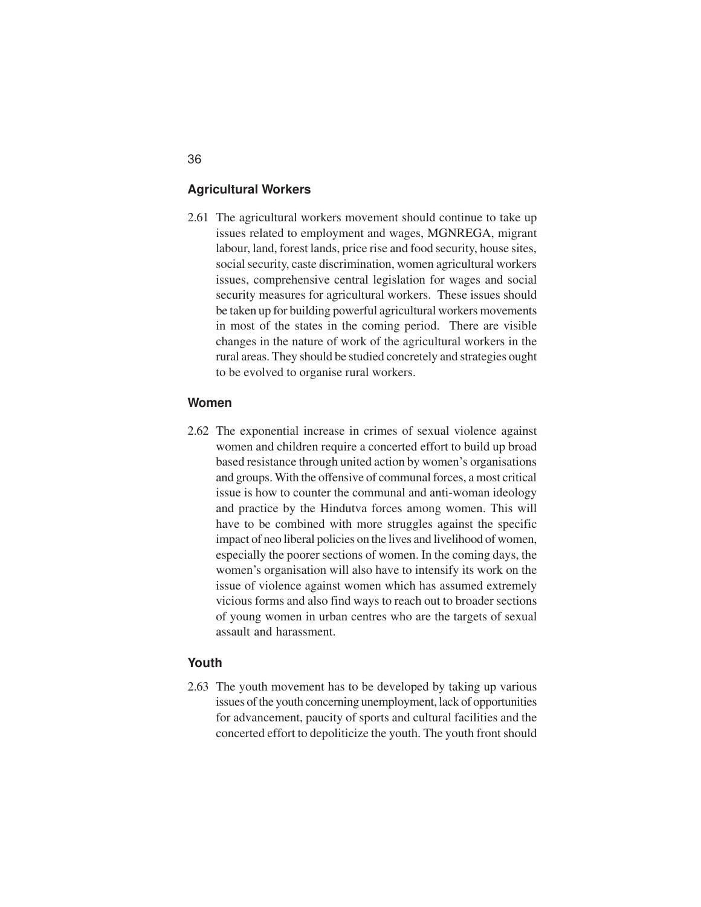## Agricultural Workers

2.61 The agricultural workers movement should continue to take up issues related to employment and wages, MGNREGA, migrant labour, land, forest lands, price rise and food security, house sites, social security, caste discrimination, women agricultural workers issues, comprehensive central legislation for wages and social security measures for agricultural workers. These issues should be taken up for building powerful agricultural workers movements in most of the states in the coming period. There are visible changes in the nature of work of the agricultural workers in the rural areas. They should be studied concretely and strategies ought to be evolved to organise rural workers.

## Women

2.62 The exponential increase in crimes of sexual violence against women and children require a concerted effort to build up broad based resistance through united action by women's organisations and groups. With the offensive of communal forces, a most critical issue is how to counter the communal and anti-woman ideology and practice by the Hindutva forces among women. This will have to be combined with more struggles against the specific impact of neo liberal policies on the lives and livelihood of women, especially the poorer sections of women. In the coming days, the women's organisation will also have to intensify its work on the issue of violence against women which has assumed extremely vicious forms and also find ways to reach out to broader sections of young women in urban centres who are the targets of sexual assault and harassment.

## Youth

2.63 The youth movement has to be developed by taking up various issues of the youth concerning unemployment, lack of opportunities for advancement, paucity of sports and cultural facilities and the concerted effort to depoliticize the youth. The youth front should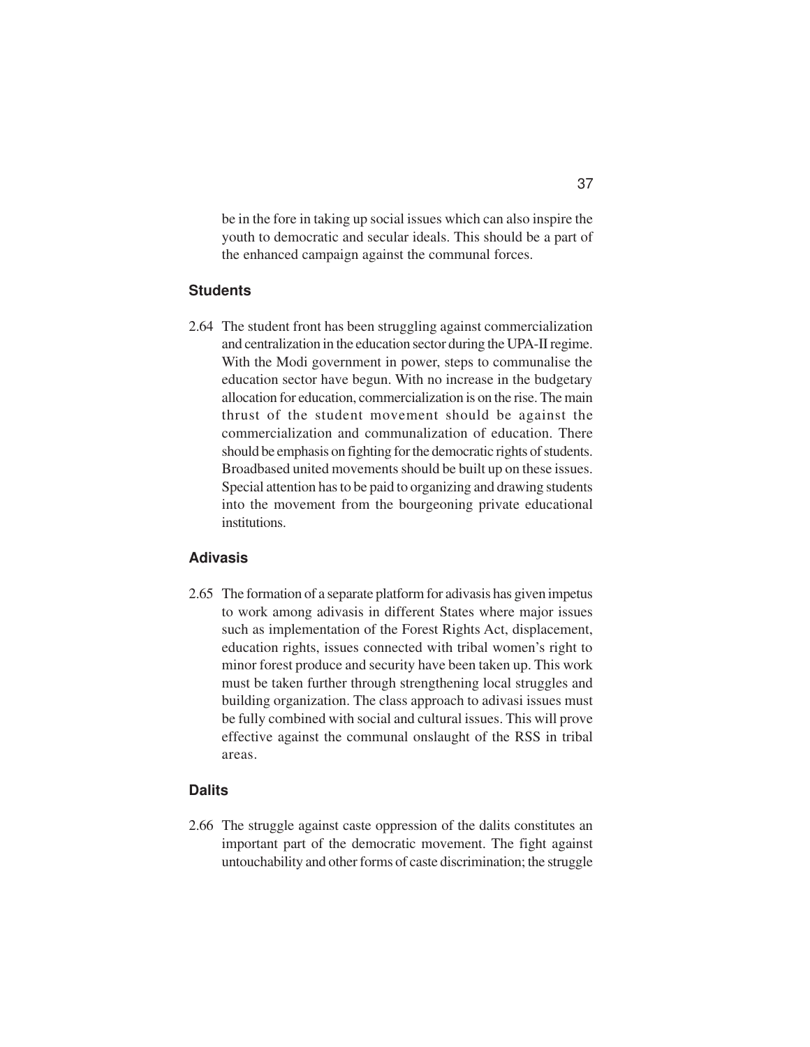be in the fore in taking up social issues which can also inspire the youth to democratic and secular ideals. This should be a part of the enhanced campaign against the communal forces.

### Students

2.64 The student front has been struggling against commercialization and centralization in the education sector during the UPA-II regime. With the Modi government in power, steps to communalise the education sector have begun. With no increase in the budgetary allocation for education, commercialization is on the rise. The main thrust of the student movement should be against the commercialization and communalization of education. There should be emphasis on fighting for the democratic rights of students. Broadbased united movements should be built up on these issues. Special attention has to be paid to organizing and drawing students into the movement from the bourgeoning private educational institutions.

### Adivasis

2.65 The formation of a separate platform for adivasis has given impetus to work among adivasis in different States where major issues such as implementation of the Forest Rights Act, displacement, education rights, issues connected with tribal women's right to minor forest produce and security have been taken up. This work must be taken further through strengthening local struggles and building organization. The class approach to adivasi issues must be fully combined with social and cultural issues. This will prove effective against the communal onslaught of the RSS in tribal areas.

### Dalits

2.66 The struggle against caste oppression of the dalits constitutes an important part of the democratic movement. The fight against untouchability and other forms of caste discrimination; the struggle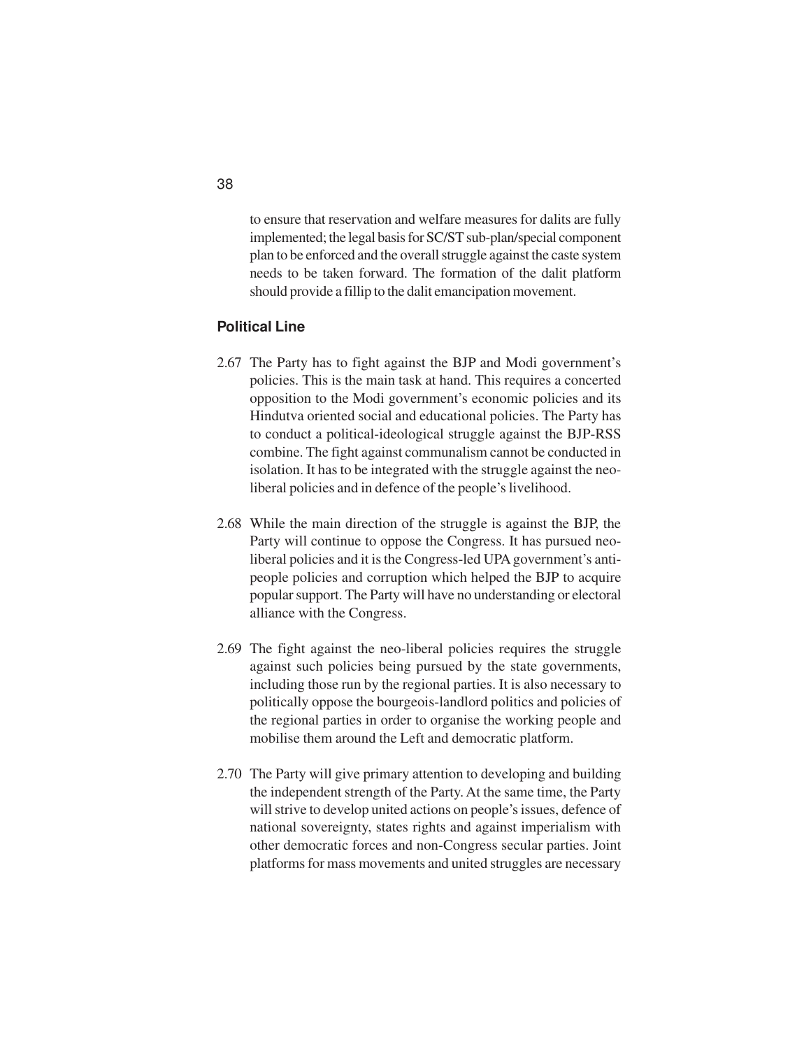to ensure that reservation and welfare measures for dalits are fully implemented; the legal basis for SC/ST sub-plan/special component plan to be enforced and the overall struggle against the caste system needs to be taken forward. The formation of the dalit platform should provide a fillip to the dalit emancipation movement.

### Political Line

2.67 The Party has to fight against the BJP and Modi government's policies. This is the main task at hand. This requires a concerted opposition to the Modi government's economic policies and its Hindutva oriented social and educational policies. The Party has to conduct a political-ideological struggle against the BJP-RSS combine. The fight against communalism cannot be conducted in isolation. It has to be integrated with the struggle against the neo-liberal policies and in defence of the people's livelihood.

2.68 While the main direction of the struggle is against the BJP, the Party will continue to oppose the Congress. It has pursued neo-liberal policies and it is the Congress-led UPA government's anti-people policies and corruption which helped the BJP to acquire popular support. The Party will have no understanding or electoral alliance with the Congress.

2.69 The fight against the neo-liberal policies requires the struggle against such policies being pursued by the state governments, including those run by the regional parties. It is also necessary to politically oppose the bourgeois-landlord politics and policies of the regional parties in order to organise the working people and mobilise them around the Left and democratic platform.

2.70 The Party will give primary attention to developing and building the independent strength of the Party. At the same time, the Party will strive to develop united actions on people's issues, defence of national sovereignty, states rights and against imperialism with other democratic forces and non-Congress secular parties. Joint platforms for mass movements and united struggles are necessary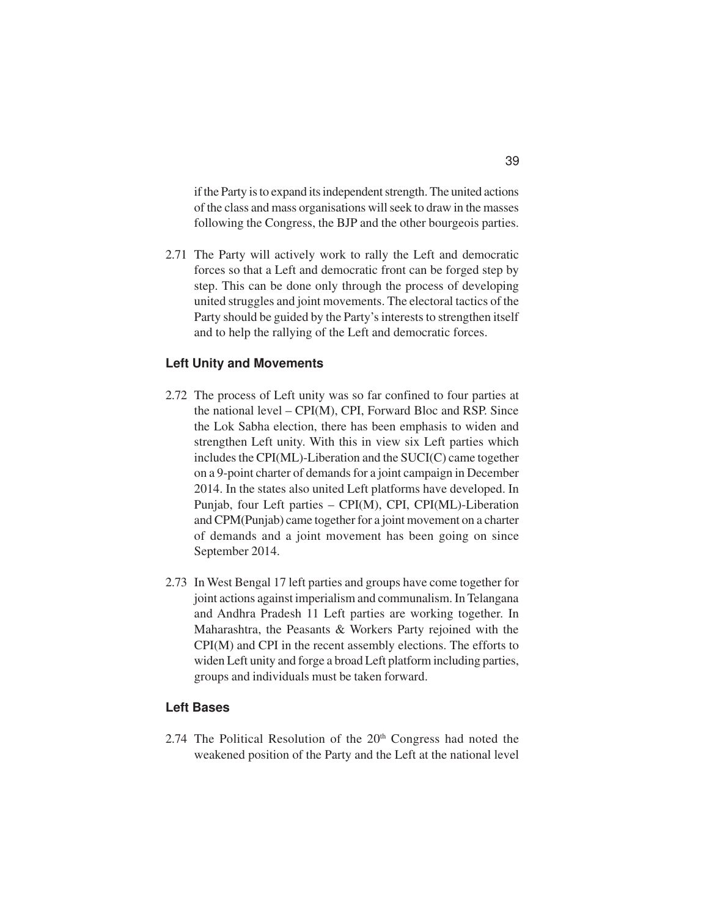if the Party is to expand its independent strength. The united actions of the class and mass organisations will seek to draw in the masses following the Congress, the BJP and the other bourgeois parties.

2.71 The Party will actively work to rally the Left and democratic forces so that a Left and democratic front can be forged step by step. This can be done only through the process of developing united struggles and joint movements. The electoral tactics of the Party should be guided by the Party's interests to strengthen itself and to help the rallying of the Left and democratic forces.

### Left Unity and Movements

2.72 The process of Left unity was so far confined to four parties at the national level – CPI(M), CPI, Forward Bloc and RSP. Since the Lok Sabha election, there has been emphasis to widen and strengthen Left unity. With this in view six Left parties which includes the CPI(ML)-Liberation and the SUCI(C) came together on a 9-point charter of demands for a joint campaign in December 2014. In the states also united Left platforms have developed. In Punjab, four Left parties – CPI(M), CPI, CPI(ML)-Liberation and CPM(Punjab) came together for a joint movement on a charter of demands and a joint movement has been going on since September 2014.

2.73 In West Bengal 17 left parties and groups have come together for joint actions against imperialism and communalism. In Telangana and Andhra Pradesh 11 Left parties are working together. In Maharashtra, the Peasants & Workers Party rejoined with the CPI(M) and CPI in the recent assembly elections. The efforts to widen Left unity and forge a broad Left platform including parties, groups and individuals must be taken forward.

### Left Bases

2.74 The Political Resolution of the 20th Congress had noted the weakened position of the Party and the Left at the national level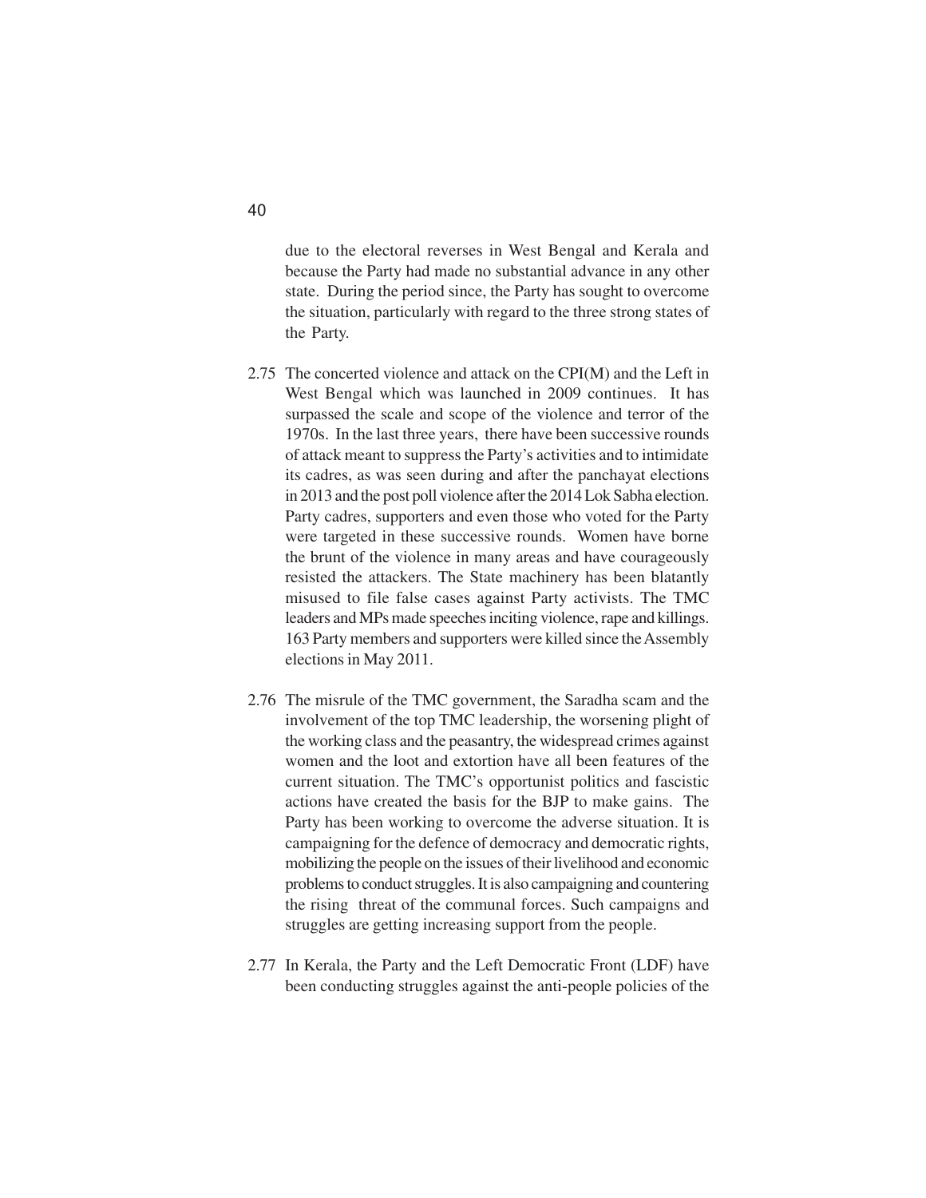due to the electoral reverses in West Bengal and Kerala and because the Party had made no substantial advance in any other state. During the period since, the Party has sought to overcome the situation, particularly with regard to the three strong states of the Party.

2.75 The concerted violence and attack on the CPI(M) and the Left in West Bengal which was launched in 2009 continues. It has surpassed the scale and scope of the violence and terror of the 1970s. In the last three years, there have been successive rounds of attack meant to suppress the Party's activities and to intimidate its cadres, as was seen during and after the panchayat elections in 2013 and the post poll violence after the 2014 Lok Sabha election. Party cadres, supporters and even those who voted for the Party were targeted in these successive rounds. Women have borne the brunt of the violence in many areas and have courageously resisted the attackers. The State machinery has been blatantly misused to file false cases against Party activists. The TMC leaders and MPs made speeches inciting violence, rape and killings. 163 Party members and supporters were killed since the Assembly elections in May 2011.

2.76 The misrule of the TMC government, the Saradha scam and the involvement of the top TMC leadership, the worsening plight of the working class and the peasantry, the widespread crimes against women and the loot and extortion have all been features of the current situation. The TMC's opportunist politics and fascistic actions have created the basis for the BJP to make gains. The Party has been working to overcome the adverse situation. It is campaigning for the defence of democracy and democratic rights, mobilizing the people on the issues of their livelihood and economic problems to conduct struggles. It is also campaigning and countering the rising threat of the communal forces. Such campaigns and struggles are getting increasing support from the people.

2.77 In Kerala, the Party and the Left Democratic Front (LDF) have been conducting struggles against the anti-people policies of the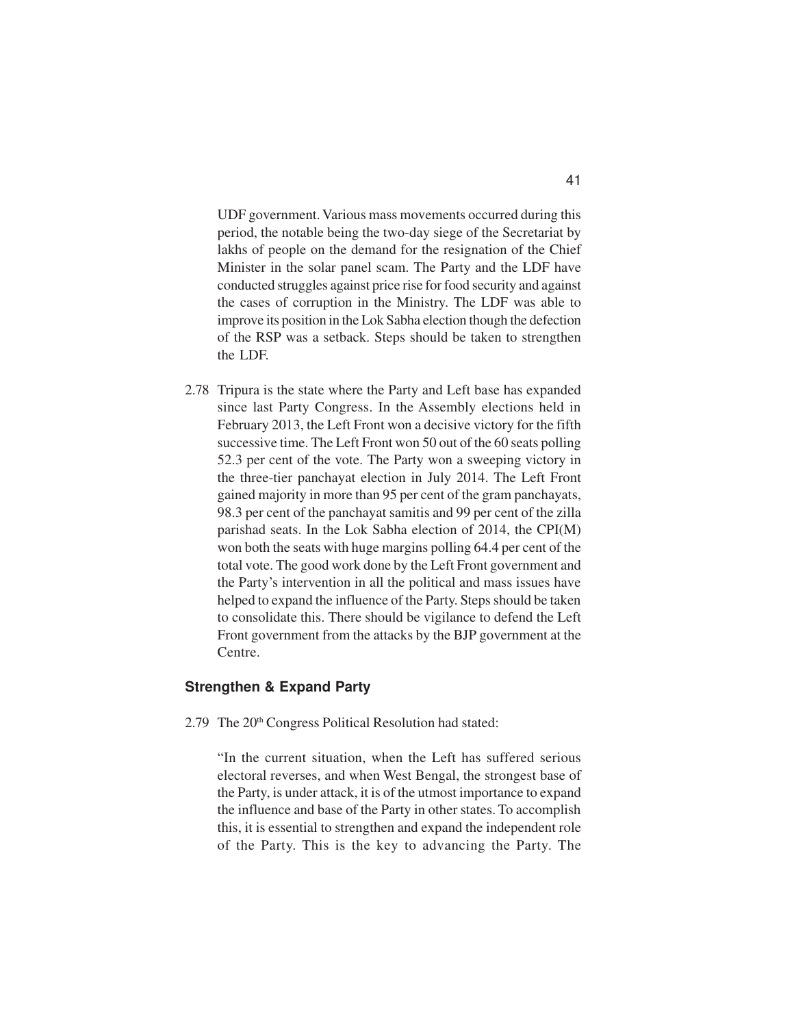UDF government. Various mass movements occurred during this period, the notable being the two-day siege of the Secretariat by lakhs of people on the demand for the resignation of the Chief Minister in the solar panel scam. The Party and the LDF have conducted struggles against price rise for food security and against the cases of corruption in the Ministry. The LDF was able to improve its position in the Lok Sabha election though the defection of the RSP was a setback. Steps should be taken to strengthen the LDF.

2.78 Tripura is the state where the Party and Left base has expanded since last Party Congress. In the Assembly elections held in February 2013, the Left Front won a decisive victory for the fifth successive time. The Left Front won 50 out of the 60 seats polling 52.3 per cent of the vote. The Party won a sweeping victory in the three-tier panchayat election in July 2014. The Left Front gained majority in more than 95 per cent of the gram panchayats, 98.3 per cent of the panchayat samitis and 99 per cent of the zilla parishad seats. In the Lok Sabha election of 2014, the CPI(M) won both the seats with huge margins polling 64.4 per cent of the total vote. The good work done by the Left Front government and the Party's intervention in all the political and mass issues have helped to expand the influence of the Party. Steps should be taken to consolidate this. There should be vigilance to defend the Left Front government from the attacks by the BJP government at the Centre.

### Strengthen & Expand Party

2.79 The 20th Congress Political Resolution had stated:

"In the current situation, when the Left has suffered serious electoral reverses, and when West Bengal, the strongest base of the Party, is under attack, it is of the utmost importance to expand the influence and base of the Party in other states. To accomplish this, it is essential to strengthen and expand the independent role of the Party. This is the key to advancing the Party. The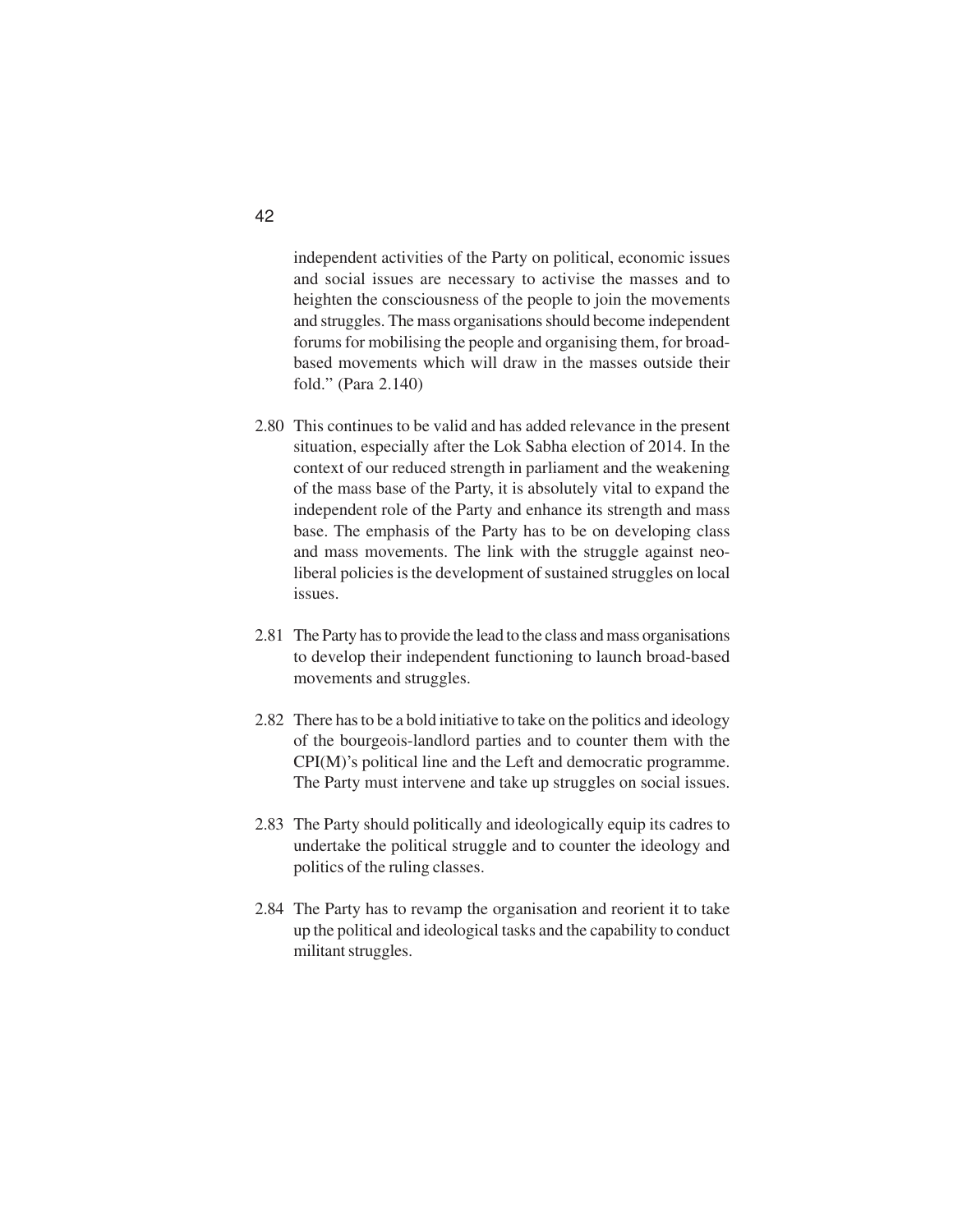independent activities of the Party on political, economic issues and social issues are necessary to activise the masses and to heighten the consciousness of the people to join the movements and struggles. The mass organisations should become independent forums for mobilising the people and organising them, for broad-based movements which will draw in the masses outside their fold." (Para 2.140)

2.80 This continues to be valid and has added relevance in the present situation, especially after the Lok Sabha election of 2014. In the context of our reduced strength in parliament and the weakening of the mass base of the Party, it is absolutely vital to expand the independent role of the Party and enhance its strength and mass base. The emphasis of the Party has to be on developing class and mass movements. The link with the struggle against neo-liberal policies is the development of sustained struggles on local issues.

2.81 The Party has to provide the lead to the class and mass organisations to develop their independent functioning to launch broad-based movements and struggles.

2.82 There has to be a bold initiative to take on the politics and ideology of the bourgeois-landlord parties and to counter them with the CPI(M)'s political line and the Left and democratic programme. The Party must intervene and take up struggles on social issues.

2.83 The Party should politically and ideologically equip its cadres to undertake the political struggle and to counter the ideology and politics of the ruling classes.

2.84 The Party has to revamp the organisation and reorient it to take up the political and ideological tasks and the capability to conduct militant struggles.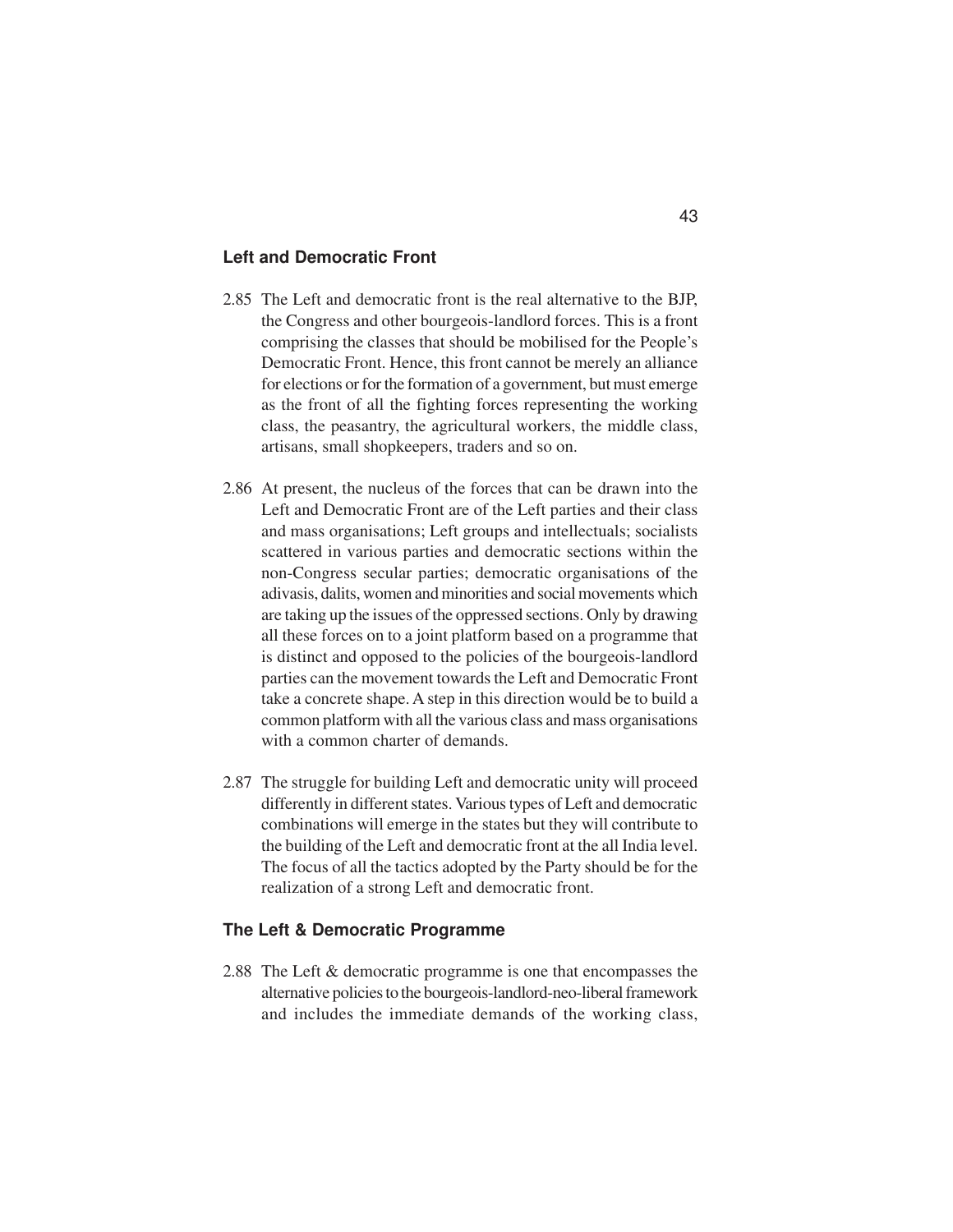## Left and Democratic Front

2.85 The Left and democratic front is the real alternative to the BJP, the Congress and other bourgeois-landlord forces. This is a front comprising the classes that should be mobilised for the People's Democratic Front. Hence, this front cannot be merely an alliance for elections or for the formation of a government, but must emerge as the front of all the fighting forces representing the working class, the peasantry, the agricultural workers, the middle class, artisans, small shopkeepers, traders and so on.

2.86 At present, the nucleus of the forces that can be drawn into the Left and Democratic Front are of the Left parties and their class and mass organisations; Left groups and intellectuals; socialists scattered in various parties and democratic sections within the non-Congress secular parties; democratic organisations of the adivasis, dalits, women and minorities and social movements which are taking up the issues of the oppressed sections. Only by drawing all these forces on to a joint platform based on a programme that is distinct and opposed to the policies of the bourgeois-landlord parties can the movement towards the Left and Democratic Front take a concrete shape. A step in this direction would be to build a common platform with all the various class and mass organisations with a common charter of demands.

2.87 The struggle for building Left and democratic unity will proceed differently in different states. Various types of Left and democratic combinations will emerge in the states but they will contribute to the building of the Left and democratic front at the all India level. The focus of all the tactics adopted by the Party should be for the realization of a strong Left and democratic front.

## The Left & Democratic Programme

2.88 The Left & democratic programme is one that encompasses the alternative policies to the bourgeois-landlord-neo-liberal framework and includes the immediate demands of the working class,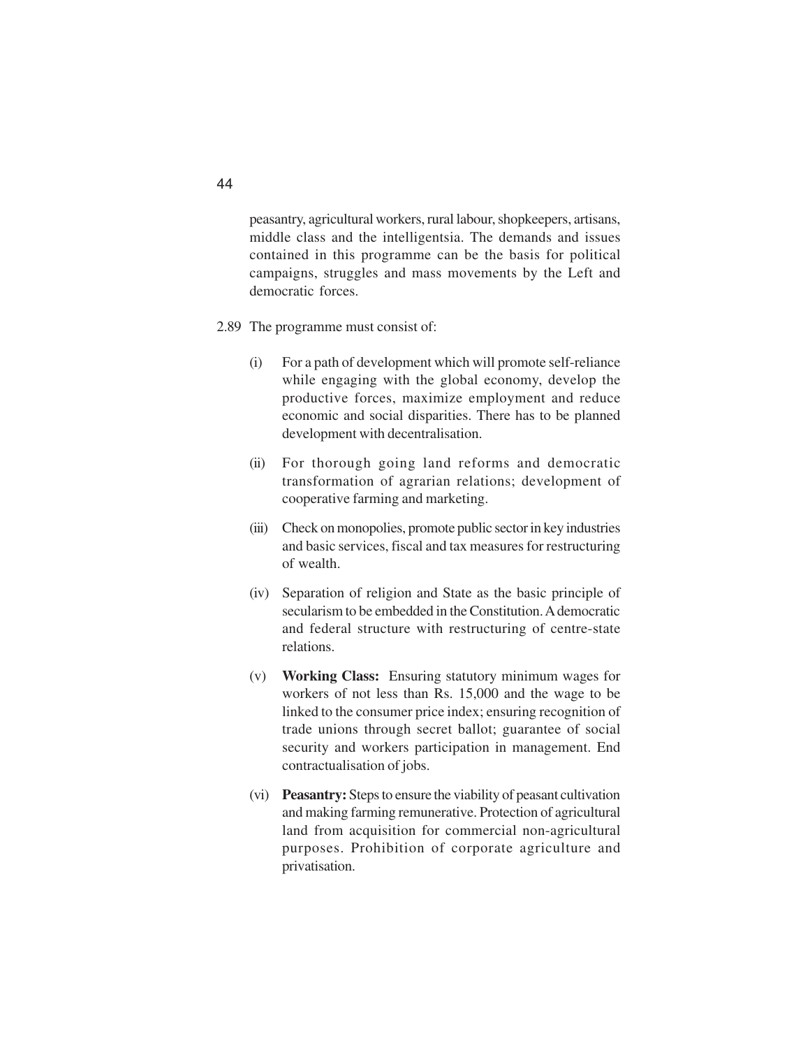peasantry, agricultural workers, rural labour, shopkeepers, artisans, middle class and the intelligentsia. The demands and issues contained in this programme can be the basis for political campaigns, struggles and mass movements by the Left and democratic forces.

2.89 The programme must consist of:

(i) For a path of development which will promote self-reliance while engaging with the global economy, develop the productive forces, maximize employment and reduce economic and social disparities. There has to be planned development with decentralisation.

(ii) For thorough going land reforms and democratic transformation of agrarian relations; development of cooperative farming and marketing.

(iii) Check on monopolies, promote public sector in key industries and basic services, fiscal and tax measures for restructuring of wealth.

(iv) Separation of religion and State as the basic principle of secularism to be embedded in the Constitution. A democratic and federal structure with restructuring of centre-state relations.

(v) **Working Class:** Ensuring statutory minimum wages for workers of not less than Rs. 15,000 and the wage to be linked to the consumer price index; ensuring recognition of trade unions through secret ballot; guarantee of social security and workers participation in management. End contractualisation of jobs.

(vi) **Peasantry:** Steps to ensure the viability of peasant cultivation and making farming remunerative. Protection of agricultural land from acquisition for commercial non-agricultural purposes. Prohibition of corporate agriculture and privatisation.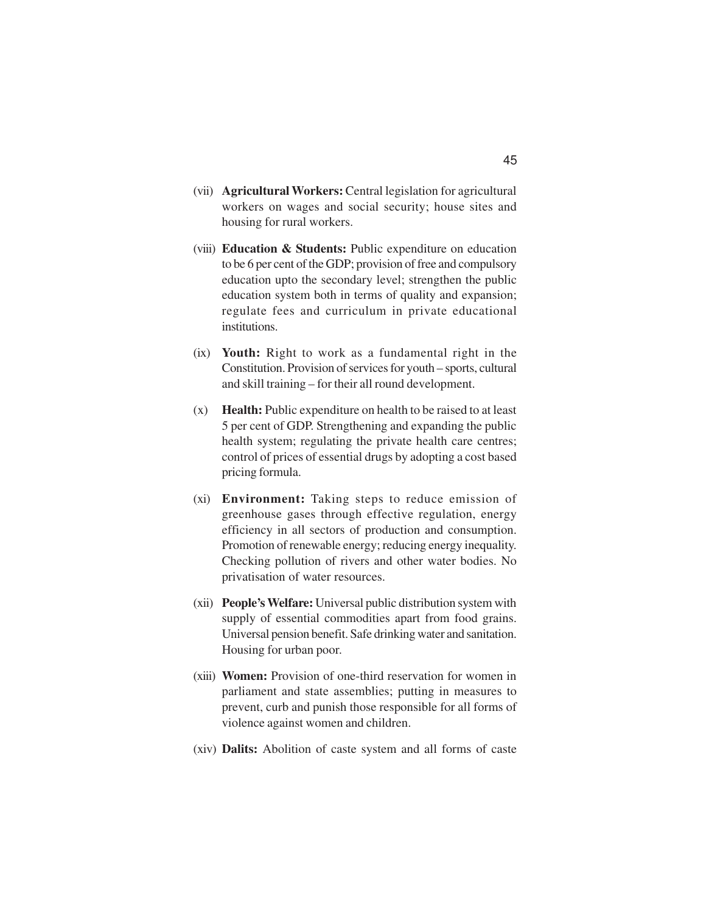(vii) **Agricultural Workers:** Central legislation for agricultural workers on wages and social security; house sites and housing for rural workers.

(viii) **Education & Students:** Public expenditure on education to be 6 per cent of the GDP; provision of free and compulsory education upto the secondary level; strengthen the public education system both in terms of quality and expansion; regulate fees and curriculum in private educational institutions.

(ix) **Youth:** Right to work as a fundamental right in the Constitution. Provision of services for youth – sports, cultural and skill training – for their all round development.

(x) **Health:** Public expenditure on health to be raised to at least 5 per cent of GDP. Strengthening and expanding the public health system; regulating the private health care centres; control of prices of essential drugs by adopting a cost based pricing formula.

(xi) **Environment:** Taking steps to reduce emission of greenhouse gases through effective regulation, energy efficiency in all sectors of production and consumption. Promotion of renewable energy; reducing energy inequality. Checking pollution of rivers and other water bodies. No privatisation of water resources.

(xii) **People's Welfare:** Universal public distribution system with supply of essential commodities apart from food grains. Universal pension benefit. Safe drinking water and sanitation. Housing for urban poor.

(xiii) **Women:** Provision of one-third reservation for women in parliament and state assemblies; putting in measures to prevent, curb and punish those responsible for all forms of violence against women and children.

(xiv) **Dalits:** Abolition of caste system and all forms of caste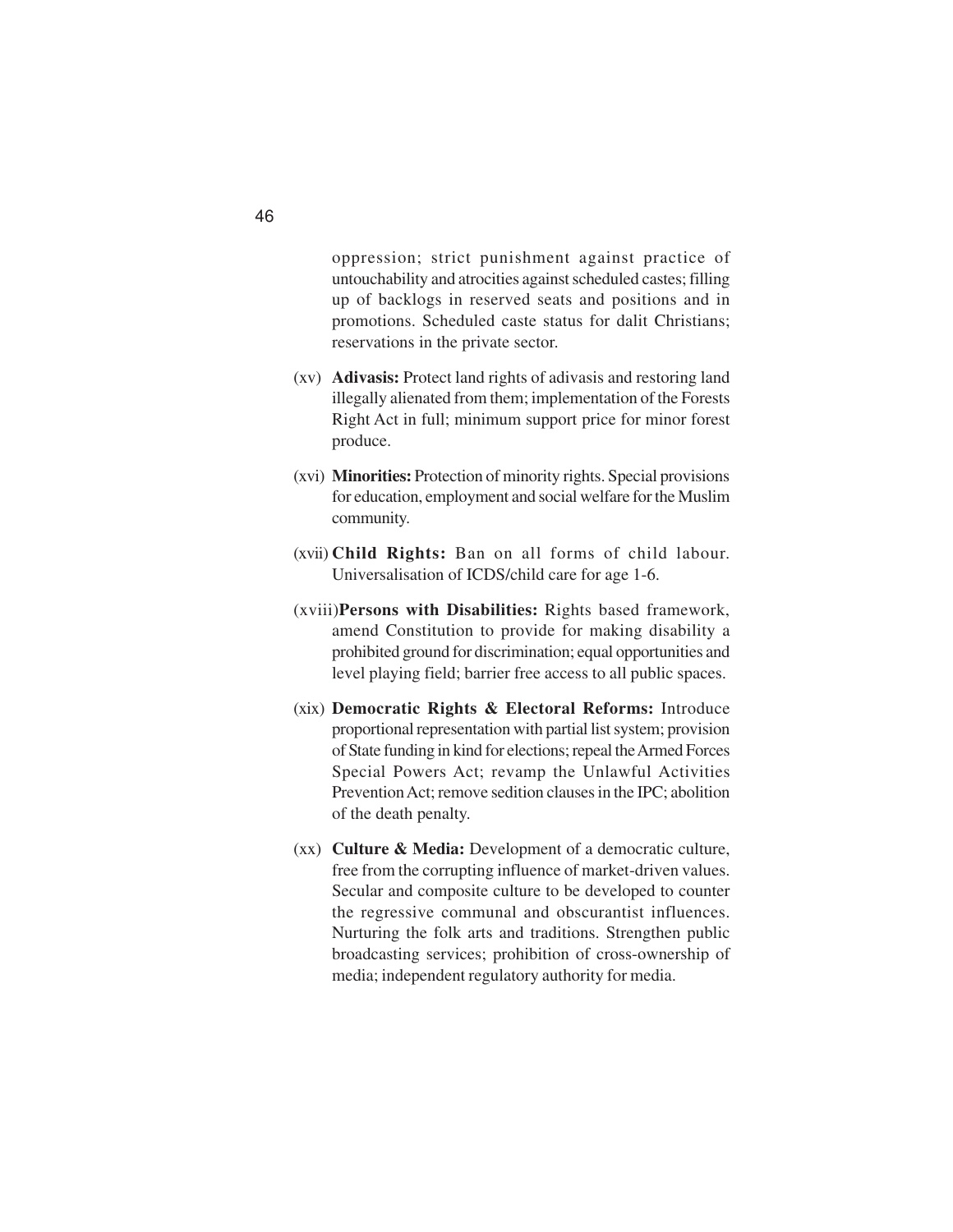oppression; strict punishment against practice of untouchability and atrocities against scheduled castes; filling up of backlogs in reserved seats and positions and in promotions. Scheduled caste status for dalit Christians; reservations in the private sector.

(xv) **Adivasis:** Protect land rights of adivasis and restoring land illegally alienated from them; implementation of the Forests Right Act in full; minimum support price for minor forest produce.

(xvi) **Minorities:** Protection of minority rights. Special provisions for education, employment and social welfare for the Muslim community.

(xvii) **Child Rights:** Ban on all forms of child labour. Universalisation of ICDS/child care for age 1-6.

(xviii) **Persons with Disabilities:** Rights based framework, amend Constitution to provide for making disability a prohibited ground for discrimination; equal opportunities and level playing field; barrier free access to all public spaces.

(xix) **Democratic Rights & Electoral Reforms:** Introduce proportional representation with partial list system; provision of State funding in kind for elections; repeal the Armed Forces Special Powers Act; revamp the Unlawful Activities Prevention Act; remove sedition clauses in the IPC; abolition of the death penalty.

(xx) **Culture & Media:** Development of a democratic culture, free from the corrupting influence of market-driven values. Secular and composite culture to be developed to counter the regressive communal and obscurantist influences. Nurturing the folk arts and traditions. Strengthen public broadcasting services; prohibition of cross-ownership of media; independent regulatory authority for media.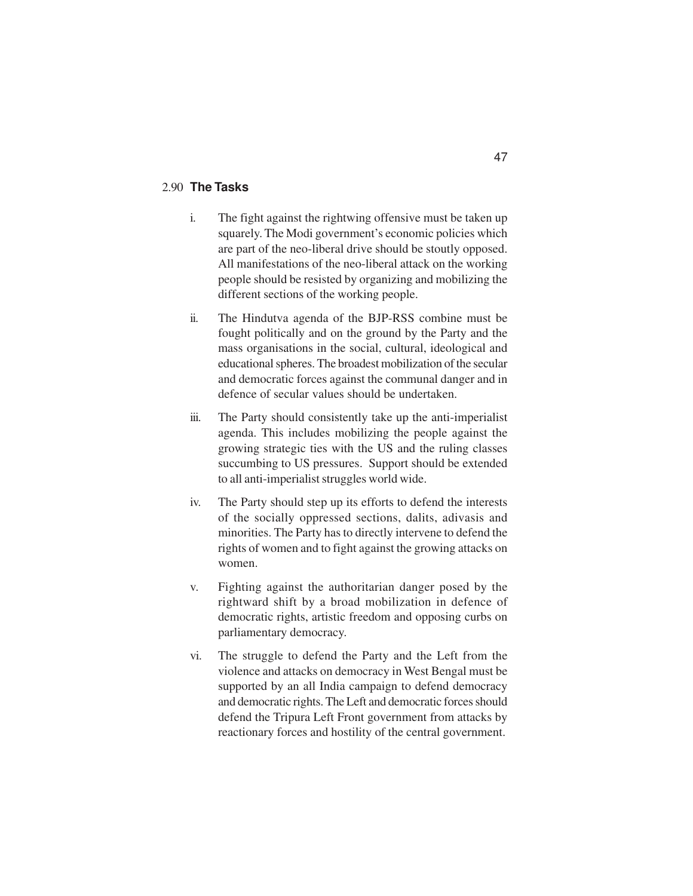## 2.90 **The Tasks**

i. The fight against the rightwing offensive must be taken up squarely. The Modi government's economic policies which are part of the neo-liberal drive should be stoutly opposed. All manifestations of the neo-liberal attack on the working people should be resisted by organizing and mobilizing the different sections of the working people.

ii. The Hindutva agenda of the BJP-RSS combine must be fought politically and on the ground by the Party and the mass organisations in the social, cultural, ideological and educational spheres. The broadest mobilization of the secular and democratic forces against the communal danger and in defence of secular values should be undertaken.

iii. The Party should consistently take up the anti-imperialist agenda. This includes mobilizing the people against the growing strategic ties with the US and the ruling classes succumbing to US pressures. Support should be extended to all anti-imperialist struggles world wide.

iv. The Party should step up its efforts to defend the interests of the socially oppressed sections, dalits, adivasis and minorities. The Party has to directly intervene to defend the rights of women and to fight against the growing attacks on women.

v. Fighting against the authoritarian danger posed by the rightward shift by a broad mobilization in defence of democratic rights, artistic freedom and opposing curbs on parliamentary democracy.

vi. The struggle to defend the Party and the Left from the violence and attacks on democracy in West Bengal must be supported by an all India campaign to defend democracy and democratic rights. The Left and democratic forces should defend the Tripura Left Front government from attacks by reactionary forces and hostility of the central government.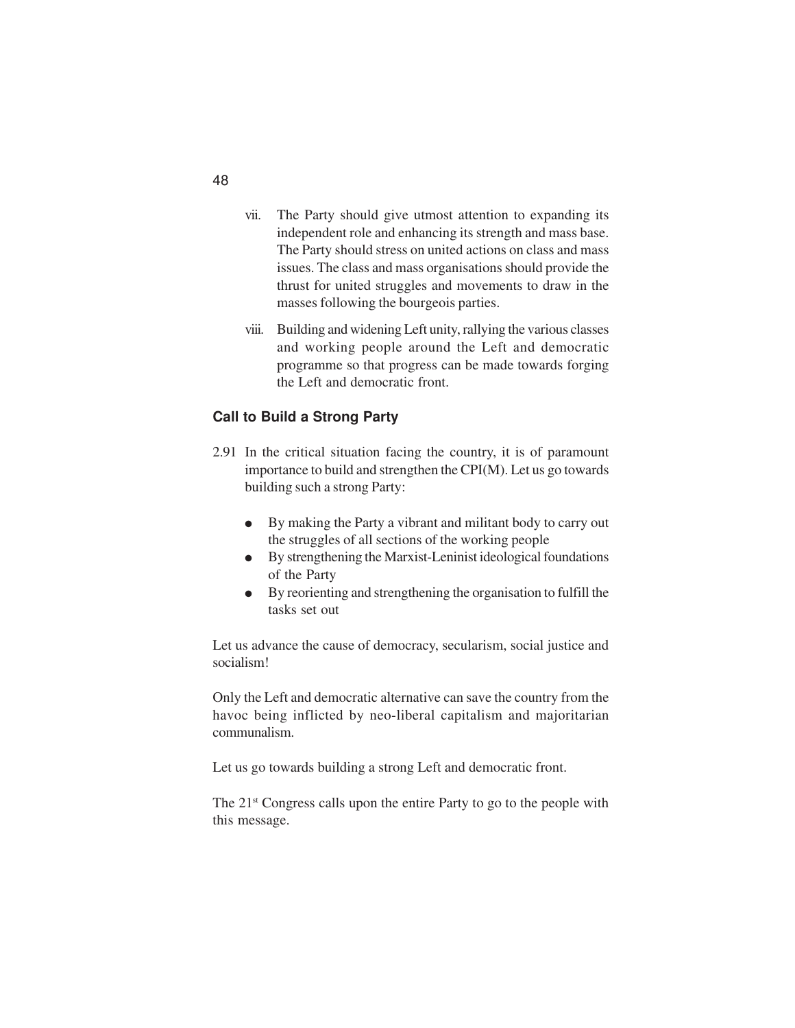vii. The Party should give utmost attention to expanding its independent role and enhancing its strength and mass base. The Party should stress on united actions on class and mass issues. The class and mass organisations should provide the thrust for united struggles and movements to draw in the masses following the bourgeois parties.

viii. Building and widening Left unity, rallying the various classes and working people around the Left and democratic programme so that progress can be made towards forging the Left and democratic front.

### Call to Build a Strong Party

2.91 In the critical situation facing the country, it is of paramount importance to build and strengthen the CPI(M). Let us go towards building such a strong Party:

- By making the Party a vibrant and militant body to carry out the struggles of all sections of the working people
- By strengthening the Marxist-Leninist ideological foundations of the Party
- By reorienting and strengthening the organisation to fulfill the tasks set out

Let us advance the cause of democracy, secularism, social justice and socialism!

Only the Left and democratic alternative can save the country from the havoc being inflicted by neo-liberal capitalism and majoritarian communalism.

Let us go towards building a strong Left and democratic front.

The 21st Congress calls upon the entire Party to go to the people with this message.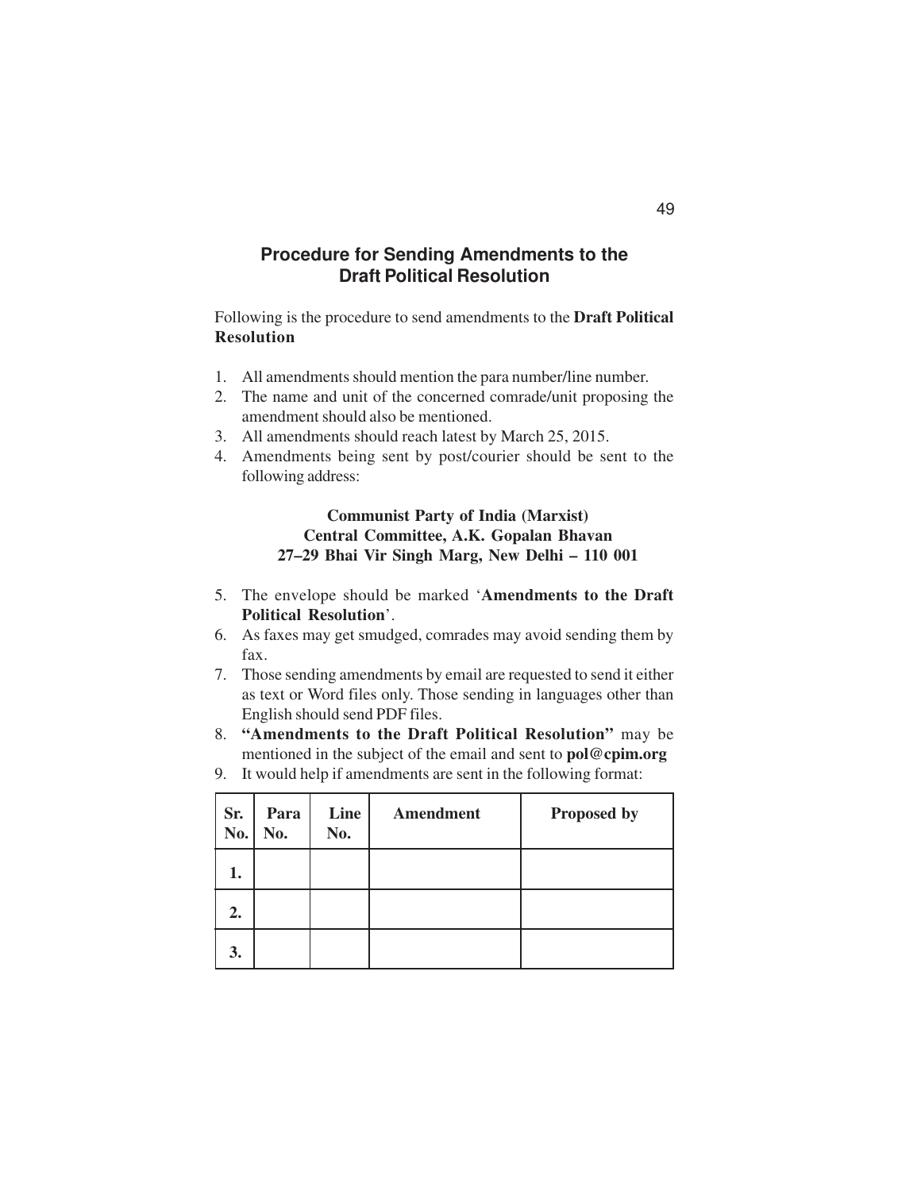## Procedure for Sending Amendments to the Draft Political Resolution

Following is the procedure to send amendments to the **Draft Political Resolution**

1. All amendments should mention the para number/line number.
2. The name and unit of the concerned comrade/unit proposing the amendment should also be mentioned.
3. All amendments should reach latest by March 25, 2015.
4. Amendments being sent by post/courier should be sent to the following address:

**Communist Party of India (Marxist)**
**Central Committee, A.K. Gopalan Bhavan**
**27–29 Bhai Vir Singh Marg, New Delhi – 110 001**

5. The envelope should be marked '**Amendments to the Draft Political Resolution**'.
6. As faxes may get smudged, comrades may avoid sending them by fax.
7. Those sending amendments by email are requested to send it either as text or Word files only. Those sending in languages other than English should send PDF files.
8. **"Amendments to the Draft Political Resolution"** may be mentioned in the subject of the email and sent to **pol@cpim.org**
9. It would help if amendments are sent in the following format:

| Sr. No. | Para No. | Line No. | Amendment | Proposed by |
|---|---|---|---|---|
| 1. | | | | |
| 2. | | | | |
| 3. | | | | |